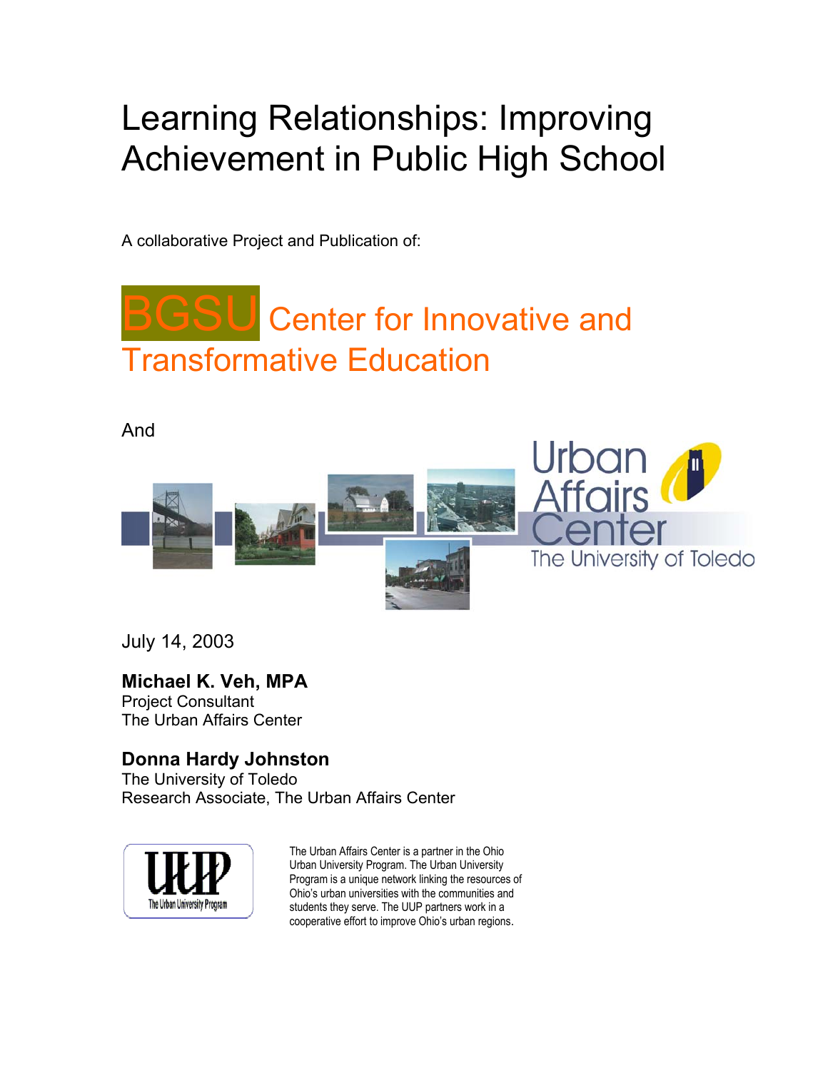# Learning Relationships: Improving Achievement in Public High School

A collaborative Project and Publication of:

BGSU Center for Innovative and Transformative Education

And

Urban Affairs Center
The University of Toledo

July 14, 2003

**Michael K. Veh, MPA**
Project Consultant
The Urban Affairs Center

**Donna Hardy Johnston**
The University of Toledo
Research Associate, The Urban Affairs Center

UUP
The Urban University Program

The Urban Affairs Center is a partner in the Ohio Urban University Program. The Urban University Program is a unique network linking the resources of Ohio's urban universities with the communities and students they serve. The UUP partners work in a cooperative effort to improve Ohio's urban regions.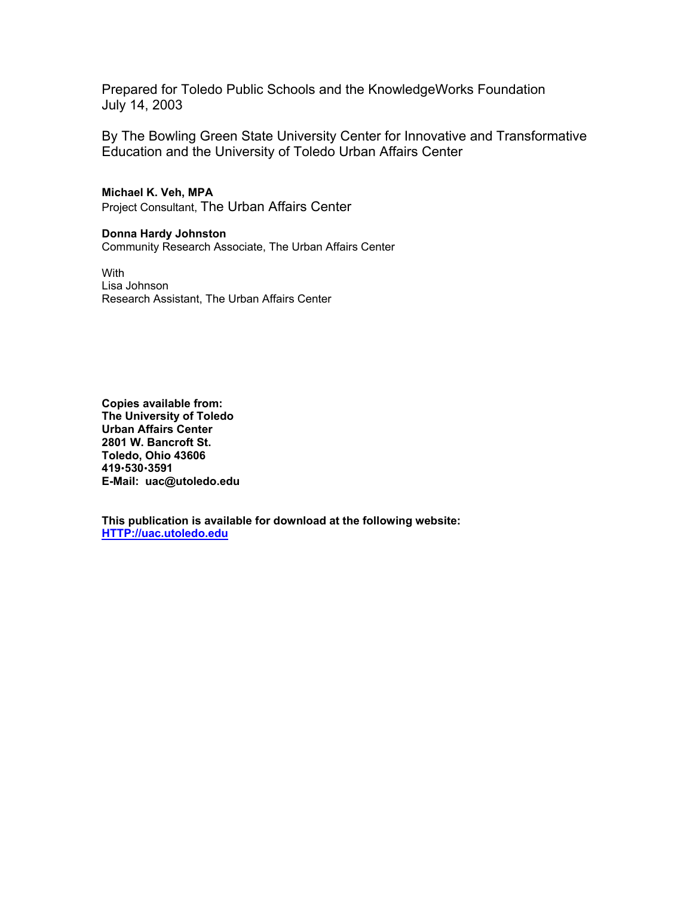Prepared for Toledo Public Schools and the KnowledgeWorks Foundation
July 14, 2003

By The Bowling Green State University Center for Innovative and Transformative Education and the University of Toledo Urban Affairs Center

**Michael K. Veh, MPA**
Project Consultant, The Urban Affairs Center

**Donna Hardy Johnston**
Community Research Associate, The Urban Affairs Center

With
Lisa Johnson
Research Assistant, The Urban Affairs Center

**Copies available from:**
**The University of Toledo**
**Urban Affairs Center**
**2801 W. Bancroft St.**
**Toledo, Ohio 43606**
**419•530•3591**
**E-Mail: uac@utoledo.edu**

**This publication is available for download at the following website:**
**HTTP://uac.utoledo.edu**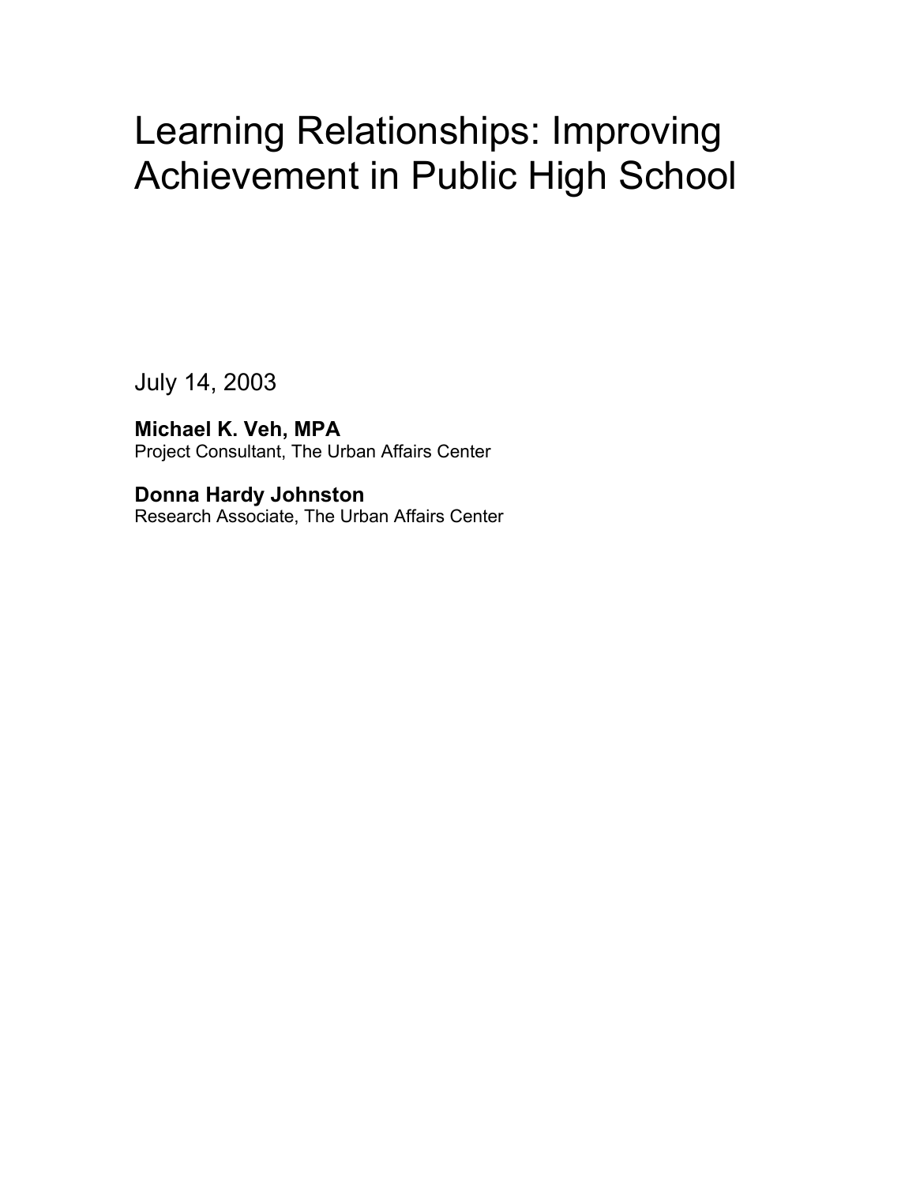# Learning Relationships: Improving Achievement in Public High School

July 14, 2003

**Michael K. Veh, MPA**
Project Consultant, The Urban Affairs Center

**Donna Hardy Johnston**
Research Associate, The Urban Affairs Center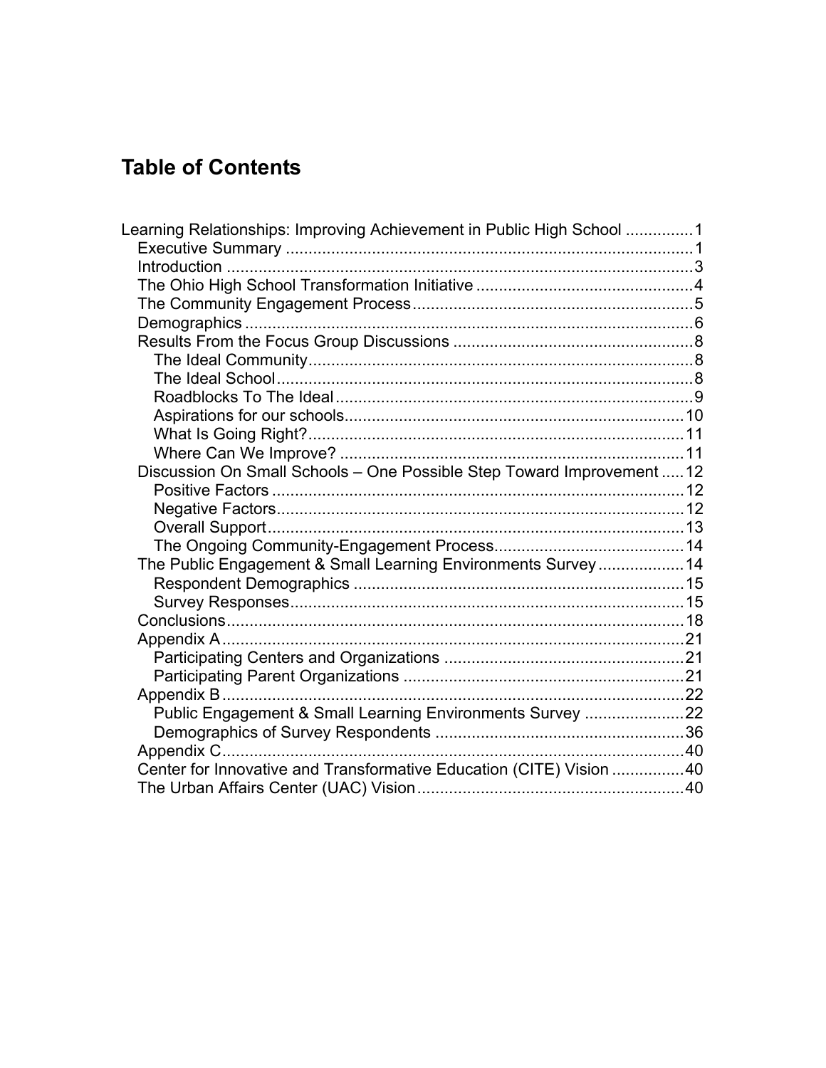# Table of Contents

- Learning Relationships: Improving Achievement in Public High School ............... 1
  - Executive Summary ........................................................................................ 1
  - Introduction ..................................................................................................... 3
  - The Ohio High School Transformation Initiative ............................................... 4
  - The Community Engagement Process ............................................................. 5
  - Demographics .................................................................................................. 6
  - Results From the Focus Group Discussions .................................................... 8
    - The Ideal Community ................................................................................... 8
    - The Ideal School .......................................................................................... 8
    - Roadblocks To The Ideal ............................................................................. 9
    - Aspirations for our schools .......................................................................... 10
    - What Is Going Right? .................................................................................. 11
    - Where Can We Improve? ............................................................................ 11
  - Discussion On Small Schools – One Possible Step Toward Improvement ..... 12
    - Positive Factors .......................................................................................... 12
    - Negative Factors ......................................................................................... 12
    - Overall Support ........................................................................................... 13
    - The Ongoing Community-Engagement Process .......................................... 14
  - The Public Engagement & Small Learning Environments Survey ................... 14
    - Respondent Demographics ......................................................................... 15
    - Survey Responses ...................................................................................... 15
  - Conclusions .................................................................................................... 18
  - Appendix A ..................................................................................................... 21
    - Participating Centers and Organizations ..................................................... 21
    - Participating Parent Organizations .............................................................. 21
  - Appendix B ..................................................................................................... 22
    - Public Engagement & Small Learning Environments Survey ...................... 22
    - Demographics of Survey Respondents ....................................................... 36
  - Appendix C ..................................................................................................... 40
  - Center for Innovative and Transformative Education (CITE) Vision ................ 40
  - The Urban Affairs Center (UAC) Vision .......................................................... 40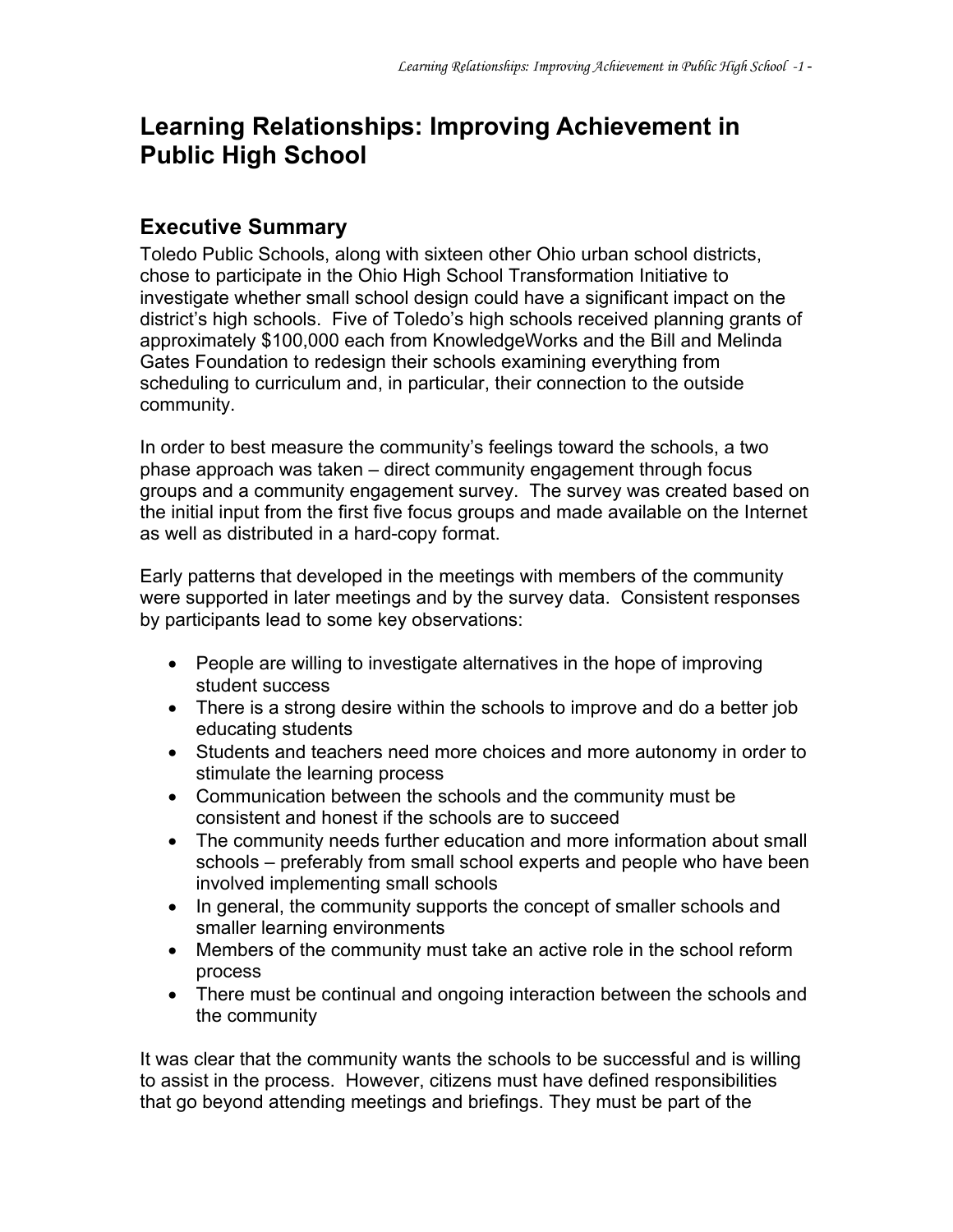# Learning Relationships: Improving Achievement in Public High School

## Executive Summary

Toledo Public Schools, along with sixteen other Ohio urban school districts, chose to participate in the Ohio High School Transformation Initiative to investigate whether small school design could have a significant impact on the district's high schools. Five of Toledo's high schools received planning grants of approximately $100,000 each from KnowledgeWorks and the Bill and Melinda Gates Foundation to redesign their schools examining everything from scheduling to curriculum and, in particular, their connection to the outside community.

In order to best measure the community's feelings toward the schools, a two phase approach was taken – direct community engagement through focus groups and a community engagement survey. The survey was created based on the initial input from the first five focus groups and made available on the Internet as well as distributed in a hard-copy format.

Early patterns that developed in the meetings with members of the community were supported in later meetings and by the survey data. Consistent responses by participants lead to some key observations:

- People are willing to investigate alternatives in the hope of improving student success
- There is a strong desire within the schools to improve and do a better job educating students
- Students and teachers need more choices and more autonomy in order to stimulate the learning process
- Communication between the schools and the community must be consistent and honest if the schools are to succeed
- The community needs further education and more information about small schools – preferably from small school experts and people who have been involved implementing small schools
- In general, the community supports the concept of smaller schools and smaller learning environments
- Members of the community must take an active role in the school reform process
- There must be continual and ongoing interaction between the schools and the community

It was clear that the community wants the schools to be successful and is willing to assist in the process. However, citizens must have defined responsibilities that go beyond attending meetings and briefings. They must be part of the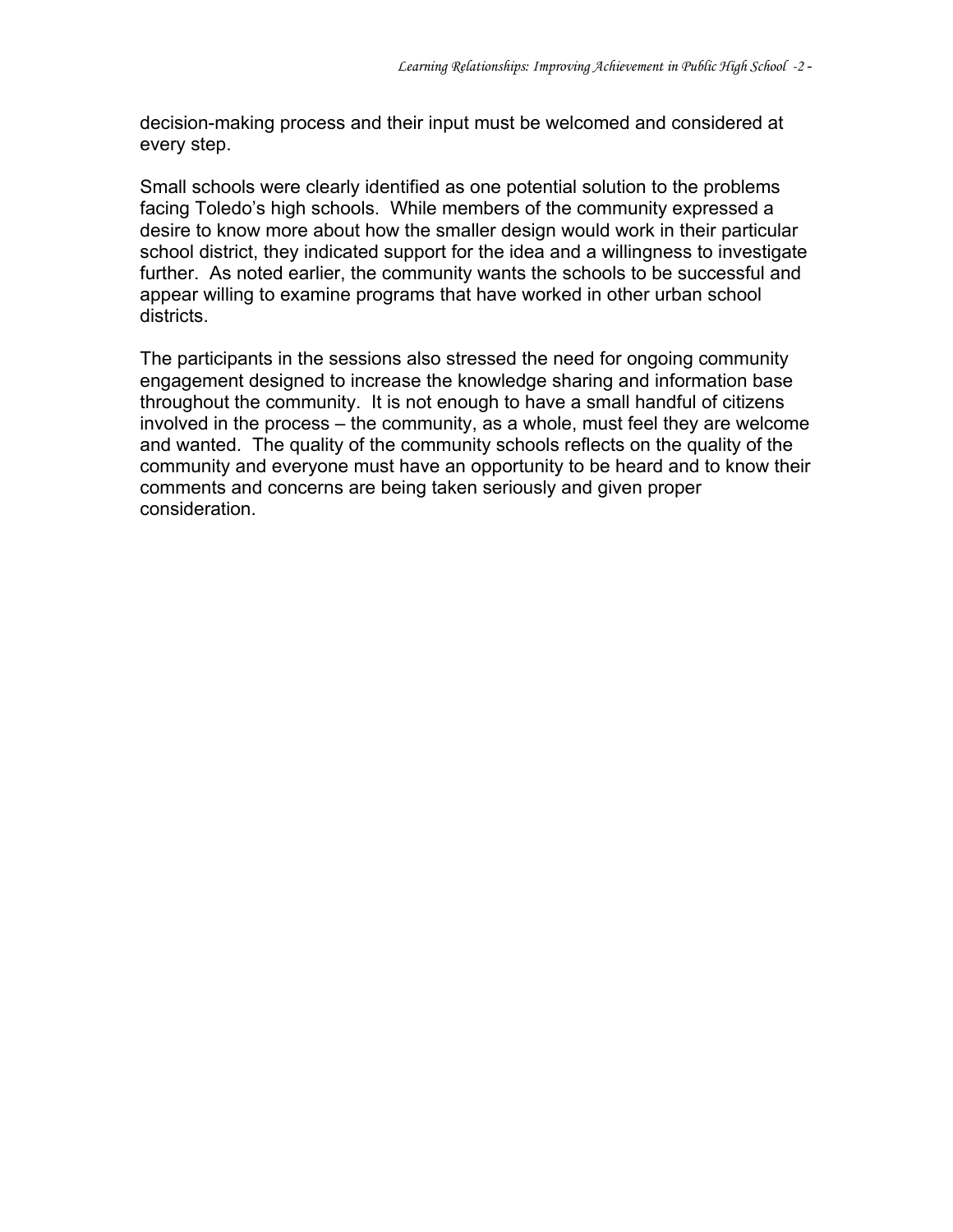decision-making process and their input must be welcomed and considered at every step.

Small schools were clearly identified as one potential solution to the problems facing Toledo's high schools. While members of the community expressed a desire to know more about how the smaller design would work in their particular school district, they indicated support for the idea and a willingness to investigate further. As noted earlier, the community wants the schools to be successful and appear willing to examine programs that have worked in other urban school districts.

The participants in the sessions also stressed the need for ongoing community engagement designed to increase the knowledge sharing and information base throughout the community. It is not enough to have a small handful of citizens involved in the process – the community, as a whole, must feel they are welcome and wanted. The quality of the community schools reflects on the quality of the community and everyone must have an opportunity to be heard and to know their comments and concerns are being taken seriously and given proper consideration.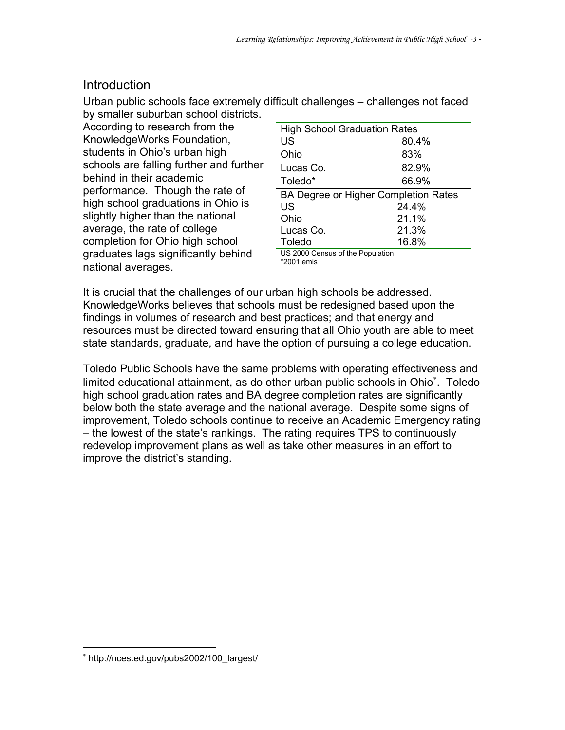## Introduction

Urban public schools face extremely difficult challenges – challenges not faced by smaller suburban school districts. According to research from the KnowledgeWorks Foundation, students in Ohio's urban high schools are falling further and further behind in their academic performance. Though the rate of high school graduations in Ohio is slightly higher than the national average, the rate of college completion for Ohio high school graduates lags significantly behind national averages.

| High School Graduation Rates | |
|---|---|
| US | 80.4% |
| Ohio | 83% |
| Lucas Co. | 82.9% |
| Toledo* | 66.9% |
| **BA Degree or Higher Completion Rates** | |
| US | 24.4% |
| Ohio | 21.1% |
| Lucas Co. | 21.3% |
| Toledo | 16.8% |

US 2000 Census of the Population
*2001 emis

It is crucial that the challenges of our urban high schools be addressed. KnowledgeWorks believes that schools must be redesigned based upon the findings in volumes of research and best practices; and that energy and resources must be directed toward ensuring that all Ohio youth are able to meet state standards, graduate, and have the option of pursuing a college education.

Toledo Public Schools have the same problems with operating effectiveness and limited educational attainment, as do other urban public schools in Ohio[*]. Toledo high school graduation rates and BA degree completion rates are significantly below both the state average and the national average. Despite some signs of improvement, Toledo schools continue to receive an Academic Emergency rating – the lowest of the state's rankings. The rating requires TPS to continuously redevelop improvement plans as well as take other measures in an effort to improve the district's standing.

[*] http://nces.ed.gov/pubs2002/100_largest/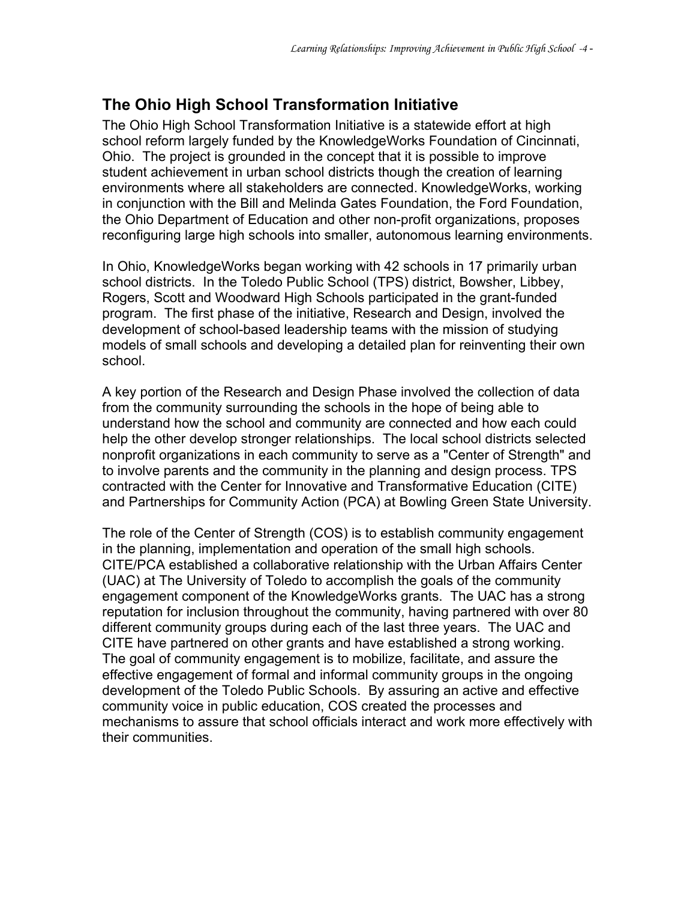## The Ohio High School Transformation Initiative

The Ohio High School Transformation Initiative is a statewide effort at high school reform largely funded by the KnowledgeWorks Foundation of Cincinnati, Ohio. The project is grounded in the concept that it is possible to improve student achievement in urban school districts though the creation of learning environments where all stakeholders are connected. KnowledgeWorks, working in conjunction with the Bill and Melinda Gates Foundation, the Ford Foundation, the Ohio Department of Education and other non-profit organizations, proposes reconfiguring large high schools into smaller, autonomous learning environments.

In Ohio, KnowledgeWorks began working with 42 schools in 17 primarily urban school districts. In the Toledo Public School (TPS) district, Bowsher, Libbey, Rogers, Scott and Woodward High Schools participated in the grant-funded program. The first phase of the initiative, Research and Design, involved the development of school-based leadership teams with the mission of studying models of small schools and developing a detailed plan for reinventing their own school.

A key portion of the Research and Design Phase involved the collection of data from the community surrounding the schools in the hope of being able to understand how the school and community are connected and how each could help the other develop stronger relationships. The local school districts selected nonprofit organizations in each community to serve as a "Center of Strength" and to involve parents and the community in the planning and design process. TPS contracted with the Center for Innovative and Transformative Education (CITE) and Partnerships for Community Action (PCA) at Bowling Green State University.

The role of the Center of Strength (COS) is to establish community engagement in the planning, implementation and operation of the small high schools. CITE/PCA established a collaborative relationship with the Urban Affairs Center (UAC) at The University of Toledo to accomplish the goals of the community engagement component of the KnowledgeWorks grants. The UAC has a strong reputation for inclusion throughout the community, having partnered with over 80 different community groups during each of the last three years. The UAC and CITE have partnered on other grants and have established a strong working. The goal of community engagement is to mobilize, facilitate, and assure the effective engagement of formal and informal community groups in the ongoing development of the Toledo Public Schools. By assuring an active and effective community voice in public education, COS created the processes and mechanisms to assure that school officials interact and work more effectively with their communities.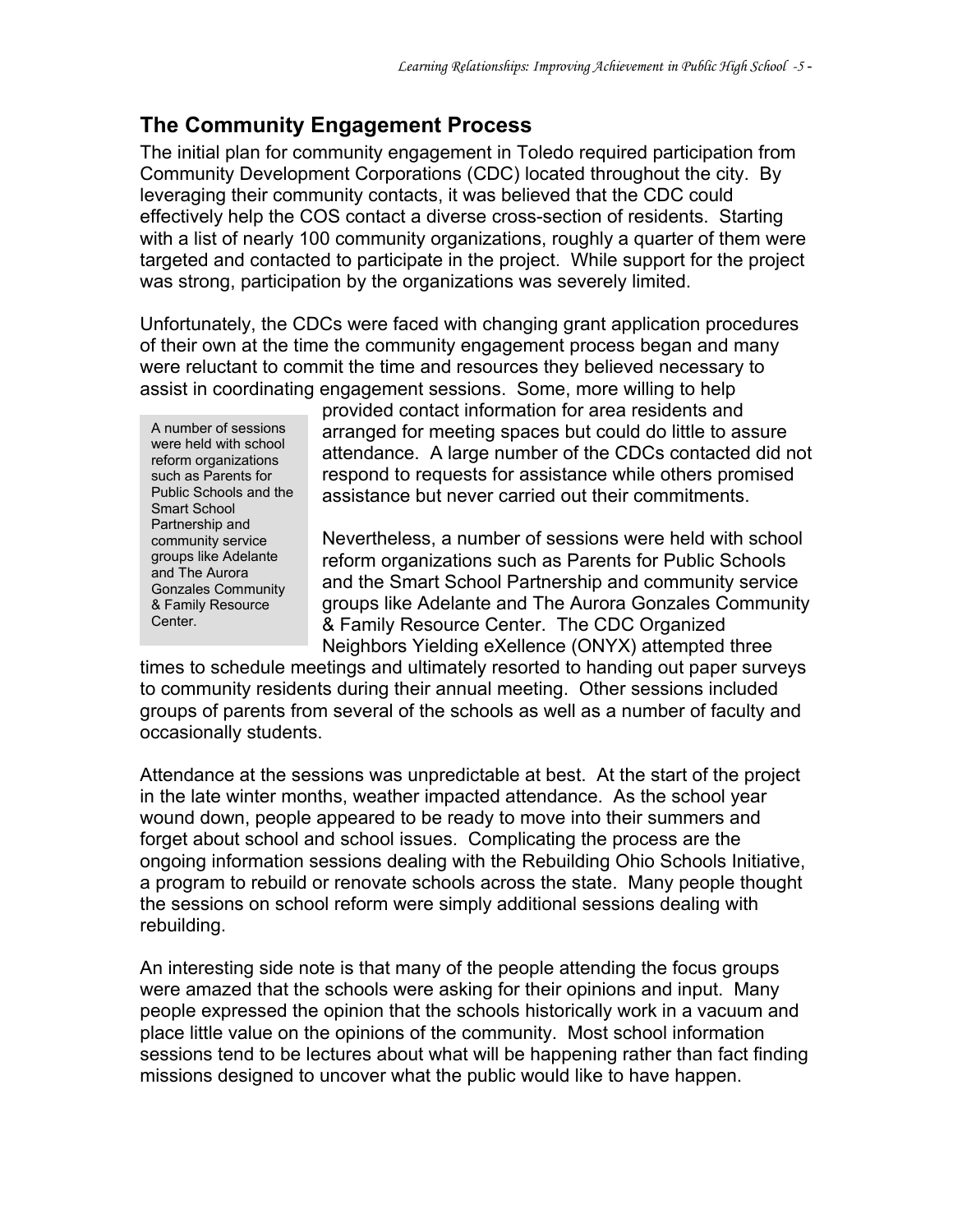## The Community Engagement Process

The initial plan for community engagement in Toledo required participation from Community Development Corporations (CDC) located throughout the city. By leveraging their community contacts, it was believed that the CDC could effectively help the COS contact a diverse cross-section of residents. Starting with a list of nearly 100 community organizations, roughly a quarter of them were targeted and contacted to participate in the project. While support for the project was strong, participation by the organizations was severely limited.

Unfortunately, the CDCs were faced with changing grant application procedures of their own at the time the community engagement process began and many were reluctant to commit the time and resources they believed necessary to assist in coordinating engagement sessions. Some, more willing to help provided contact information for area residents and arranged for meeting spaces but could do little to assure attendance. A large number of the CDCs contacted did not respond to requests for assistance while others promised assistance but never carried out their commitments.

> A number of sessions were held with school reform organizations such as Parents for Public Schools and the Smart School Partnership and community service groups like Adelante and The Aurora Gonzales Community & Family Resource Center.

Nevertheless, a number of sessions were held with school reform organizations such as Parents for Public Schools and the Smart School Partnership and community service groups like Adelante and The Aurora Gonzales Community & Family Resource Center. The CDC Organized Neighbors Yielding eXellence (ONYX) attempted three times to schedule meetings and ultimately resorted to handing out paper surveys to community residents during their annual meeting. Other sessions included groups of parents from several of the schools as well as a number of faculty and occasionally students.

Attendance at the sessions was unpredictable at best. At the start of the project in the late winter months, weather impacted attendance. As the school year wound down, people appeared to be ready to move into their summers and forget about school and school issues. Complicating the process are the ongoing information sessions dealing with the Rebuilding Ohio Schools Initiative, a program to rebuild or renovate schools across the state. Many people thought the sessions on school reform were simply additional sessions dealing with rebuilding.

An interesting side note is that many of the people attending the focus groups were amazed that the schools were asking for their opinions and input. Many people expressed the opinion that the schools historically work in a vacuum and place little value on the opinions of the community. Most school information sessions tend to be lectures about what will be happening rather than fact finding missions designed to uncover what the public would like to have happen.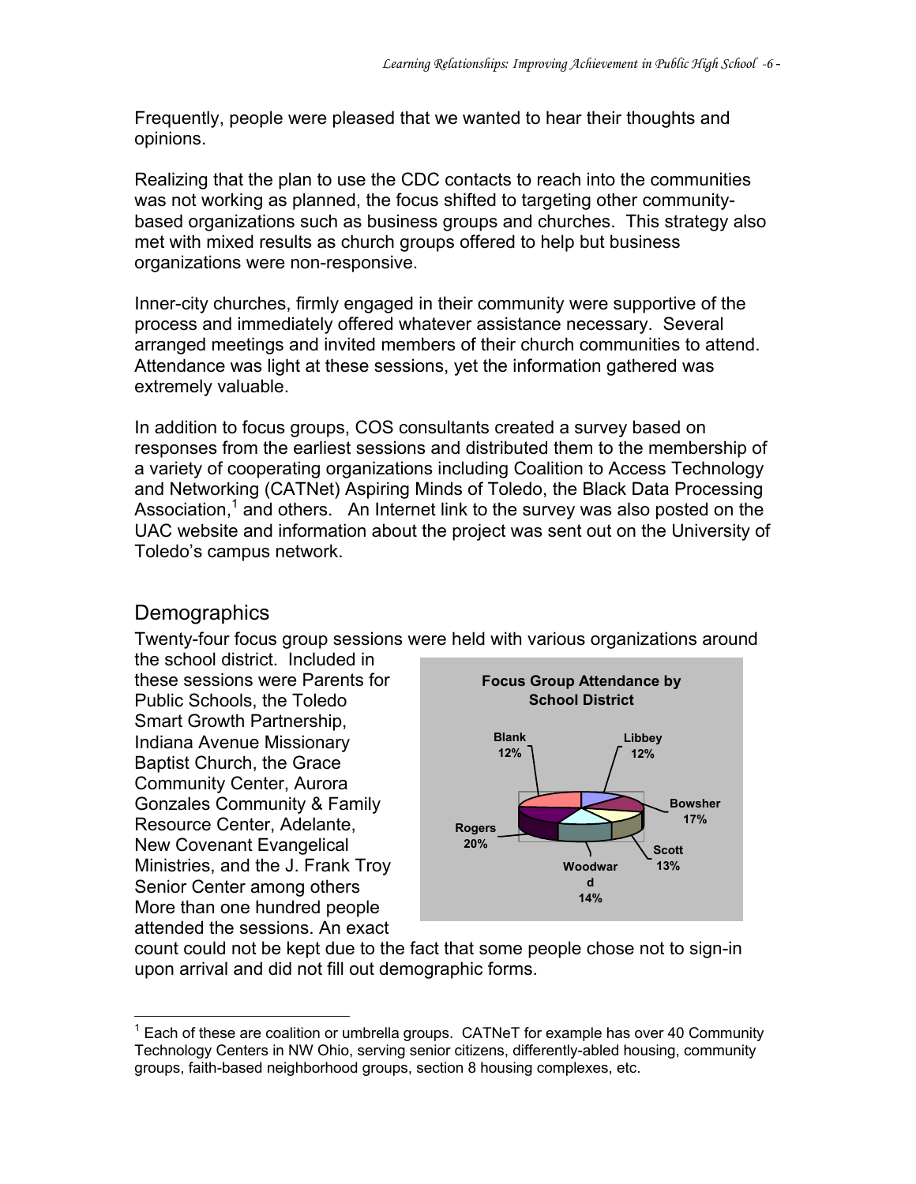Frequently, people were pleased that we wanted to hear their thoughts and opinions.

Realizing that the plan to use the CDC contacts to reach into the communities was not working as planned, the focus shifted to targeting other community-based organizations such as business groups and churches. This strategy also met with mixed results as church groups offered to help but business organizations were non-responsive.

Inner-city churches, firmly engaged in their community were supportive of the process and immediately offered whatever assistance necessary. Several arranged meetings and invited members of their church communities to attend. Attendance was light at these sessions, yet the information gathered was extremely valuable.

In addition to focus groups, COS consultants created a survey based on responses from the earliest sessions and distributed them to the membership of a variety of cooperating organizations including Coalition to Access Technology and Networking (CATNet) Aspiring Minds of Toledo, the Black Data Processing Association,[1] and others. An Internet link to the survey was also posted on the UAC website and information about the project was sent out on the University of Toledo's campus network.

## Demographics

Twenty-four focus group sessions were held with various organizations around the school district. Included in these sessions were Parents for Public Schools, the Toledo Smart Growth Partnership, Indiana Avenue Missionary Baptist Church, the Grace Community Center, Aurora Gonzales Community & Family Resource Center, Adelante, New Covenant Evangelical Ministries, and the J. Frank Troy Senior Center among others More than one hundred people attended the sessions. An exact count could not be kept due to the fact that some people chose not to sign-in upon arrival and did not fill out demographic forms.

**Focus Group Attendance by School District**

| School | Attendance |
|---|---|
| Blank | 12% |
| Libbey | 12% |
| Bowsher | 17% |
| Scott | 13% |
| Woodward | 14% |
| Rogers | 20% |

[1] Each of these are coalition or umbrella groups. CATNeT for example has over 40 Community Technology Centers in NW Ohio, serving senior citizens, differently-abled housing, community groups, faith-based neighborhood groups, section 8 housing complexes, etc.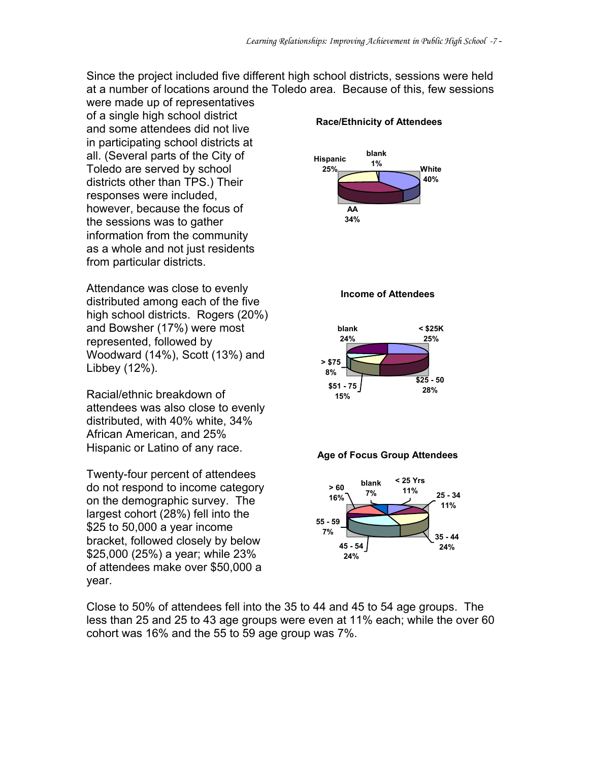Since the project included five different high school districts, sessions were held at a number of locations around the Toledo area. Because of this, few sessions were made up of representatives of a single high school district and some attendees did not live in participating school districts at all. (Several parts of the City of Toledo are served by school districts other than TPS.) Their responses were included, however, because the focus of the sessions was to gather information from the community as a whole and not just residents from particular districts.

**Race/Ethnicity of Attendees**

White 40%, AA 34%, Hispanic 25%, blank 1%

Attendance was close to evenly distributed among each of the five high school districts. Rogers (20%) and Bowsher (17%) were most represented, followed by Woodward (14%), Scott (13%) and Libbey (12%).

**Income of Attendees**

< $25K 25%, $25 - 50 28%, $51 - 75 15%, > $75 8%, blank 24%

Racial/ethnic breakdown of attendees was also close to evenly distributed, with 40% white, 34% African American, and 25% Hispanic or Latino of any race.

**Age of Focus Group Attendees**

< 25 Yrs 11%, 25 - 34 11%, 35 - 44 24%, 45 - 54 24%, 55 - 59 7%, > 60 16%, blank 7%

Twenty-four percent of attendees do not respond to income category on the demographic survey. The largest cohort (28%) fell into the $25 to 50,000 a year income bracket, followed closely by below $25,000 (25%) a year; while 23% of attendees make over $50,000 a year.

Close to 50% of attendees fell into the 35 to 44 and 45 to 54 age groups. The less than 25 and 25 to 43 age groups were even at 11% each; while the over 60 cohort was 16% and the 55 to 59 age group was 7%.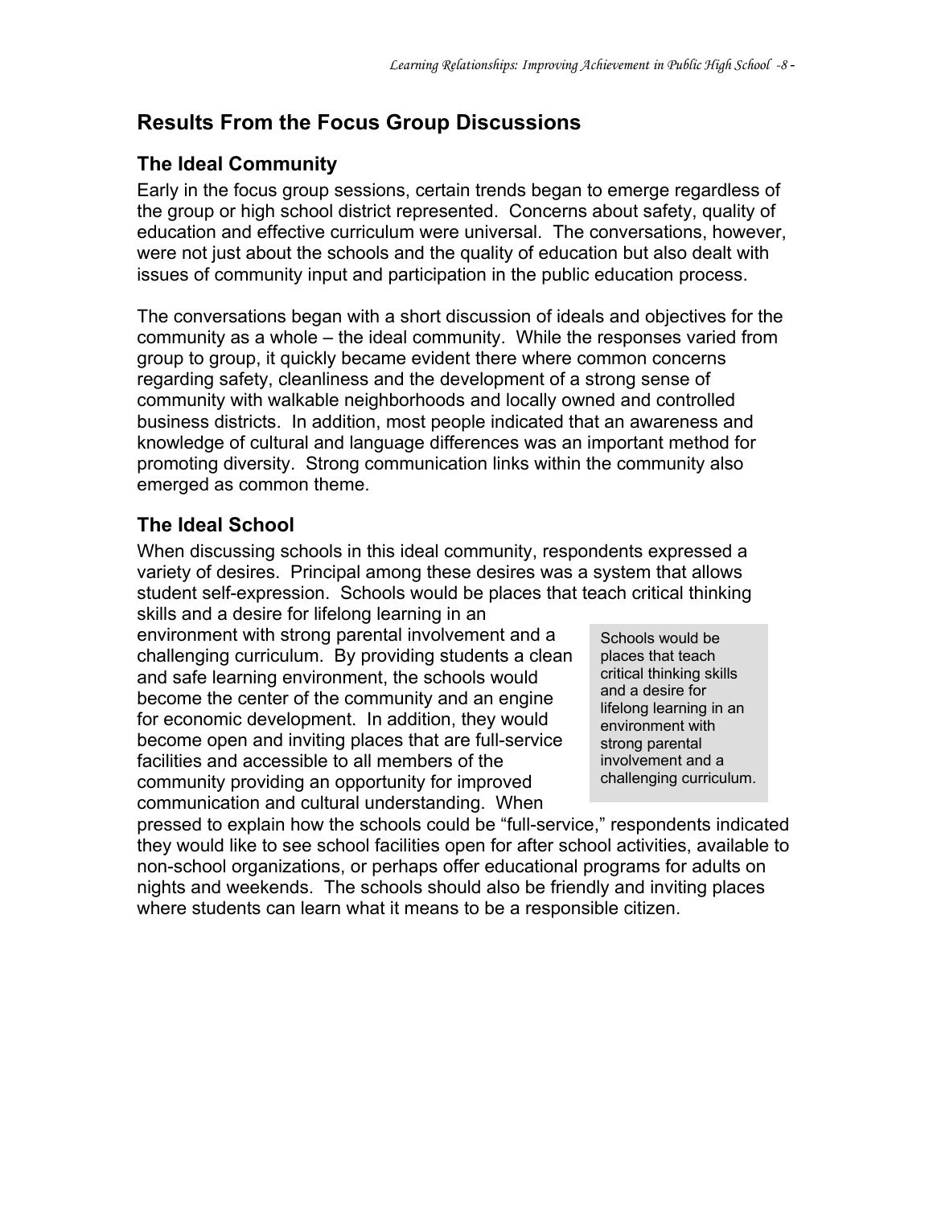## Results From the Focus Group Discussions

### The Ideal Community

Early in the focus group sessions, certain trends began to emerge regardless of the group or high school district represented. Concerns about safety, quality of education and effective curriculum were universal. The conversations, however, were not just about the schools and the quality of education but also dealt with issues of community input and participation in the public education process.

The conversations began with a short discussion of ideals and objectives for the community as a whole – the ideal community. While the responses varied from group to group, it quickly became evident there where common concerns regarding safety, cleanliness and the development of a strong sense of community with walkable neighborhoods and locally owned and controlled business districts. In addition, most people indicated that an awareness and knowledge of cultural and language differences was an important method for promoting diversity. Strong communication links within the community also emerged as common theme.

### The Ideal School

When discussing schools in this ideal community, respondents expressed a variety of desires. Principal among these desires was a system that allows student self-expression. Schools would be places that teach critical thinking skills and a desire for lifelong learning in an environment with strong parental involvement and a challenging curriculum. By providing students a clean and safe learning environment, the schools would become the center of the community and an engine for economic development. In addition, they would become open and inviting places that are full-service facilities and accessible to all members of the community providing an opportunity for improved communication and cultural understanding. When pressed to explain how the schools could be "full-service," respondents indicated they would like to see school facilities open for after school activities, available to non-school organizations, or perhaps offer educational programs for adults on nights and weekends. The schools should also be friendly and inviting places where students can learn what it means to be a responsible citizen.

> Schools would be places that teach critical thinking skills and a desire for lifelong learning in an environment with strong parental involvement and a challenging curriculum.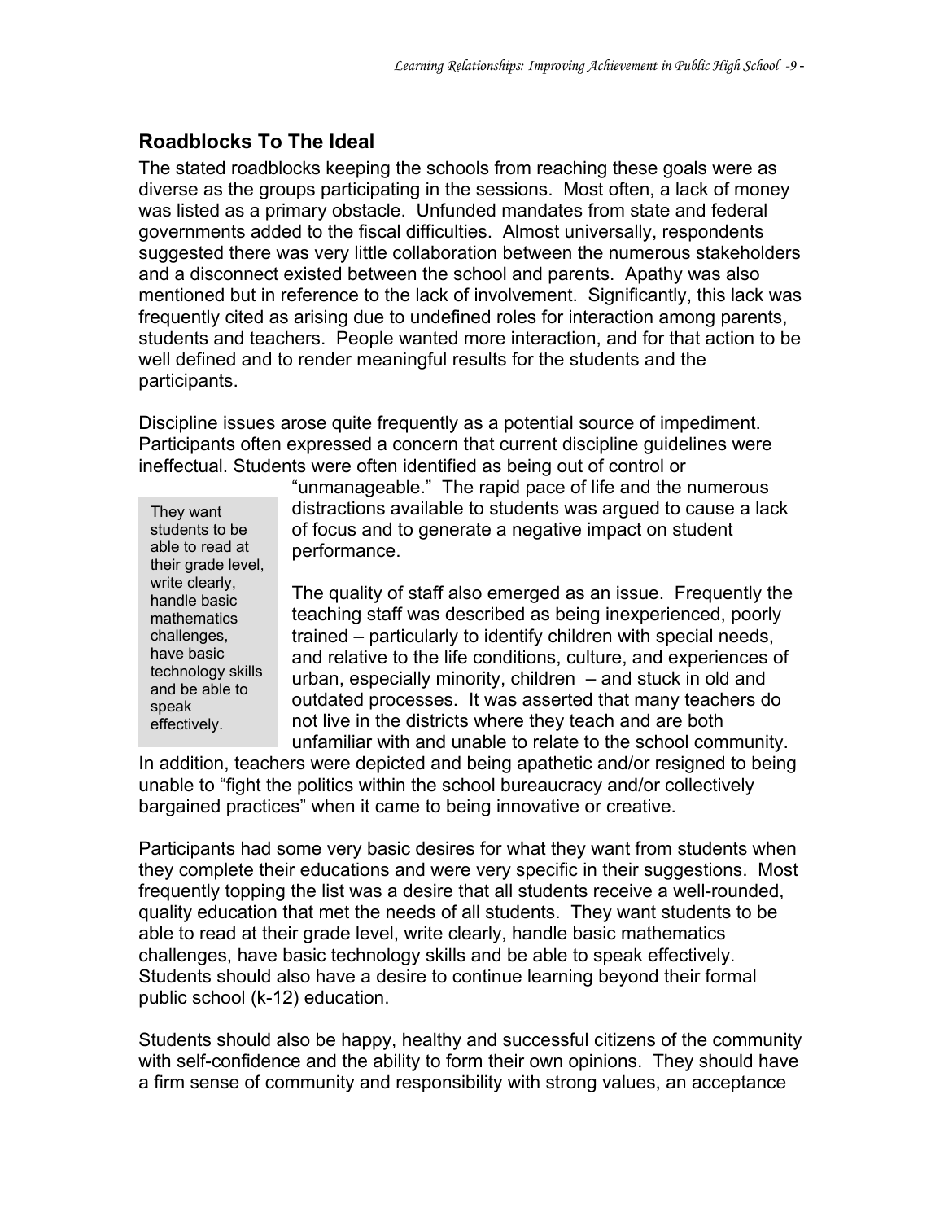## Roadblocks To The Ideal

The stated roadblocks keeping the schools from reaching these goals were as diverse as the groups participating in the sessions. Most often, a lack of money was listed as a primary obstacle. Unfunded mandates from state and federal governments added to the fiscal difficulties. Almost universally, respondents suggested there was very little collaboration between the numerous stakeholders and a disconnect existed between the school and parents. Apathy was also mentioned but in reference to the lack of involvement. Significantly, this lack was frequently cited as arising due to undefined roles for interaction among parents, students and teachers. People wanted more interaction, and for that action to be well defined and to render meaningful results for the students and the participants.

Discipline issues arose quite frequently as a potential source of impediment. Participants often expressed a concern that current discipline guidelines were ineffectual. Students were often identified as being out of control or "unmanageable." The rapid pace of life and the numerous distractions available to students was argued to cause a lack of focus and to generate a negative impact on student performance.

> They want students to be able to read at their grade level, write clearly, handle basic mathematics challenges, have basic technology skills and be able to speak effectively.

The quality of staff also emerged as an issue. Frequently the teaching staff was described as being inexperienced, poorly trained – particularly to identify children with special needs, and relative to the life conditions, culture, and experiences of urban, especially minority, children – and stuck in old and outdated processes. It was asserted that many teachers do not live in the districts where they teach and are both unfamiliar with and unable to relate to the school community. In addition, teachers were depicted and being apathetic and/or resigned to being unable to "fight the politics within the school bureaucracy and/or collectively bargained practices" when it came to being innovative or creative.

Participants had some very basic desires for what they want from students when they complete their educations and were very specific in their suggestions. Most frequently topping the list was a desire that all students receive a well-rounded, quality education that met the needs of all students. They want students to be able to read at their grade level, write clearly, handle basic mathematics challenges, have basic technology skills and be able to speak effectively. Students should also have a desire to continue learning beyond their formal public school (k-12) education.

Students should also be happy, healthy and successful citizens of the community with self-confidence and the ability to form their own opinions. They should have a firm sense of community and responsibility with strong values, an acceptance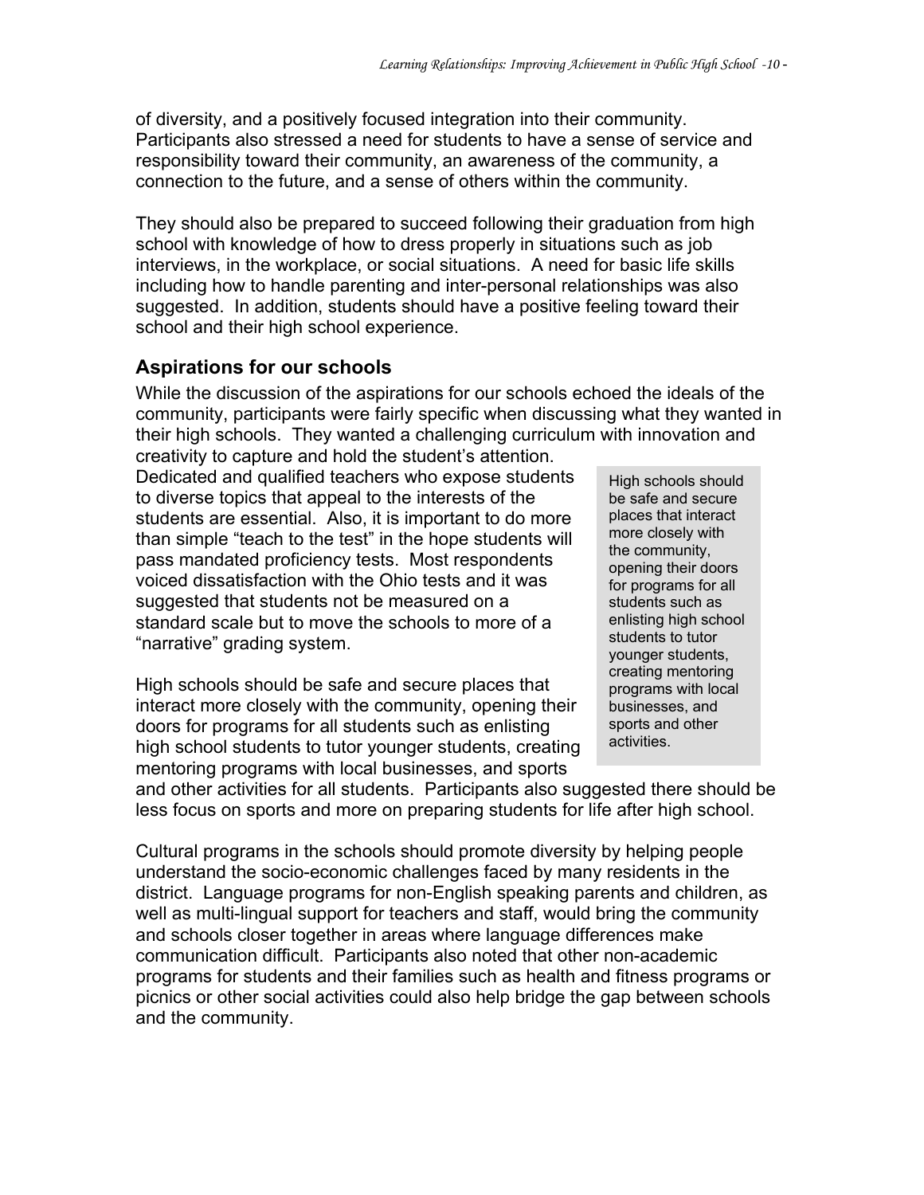of diversity, and a positively focused integration into their community. Participants also stressed a need for students to have a sense of service and responsibility toward their community, an awareness of the community, a connection to the future, and a sense of others within the community.

They should also be prepared to succeed following their graduation from high school with knowledge of how to dress properly in situations such as job interviews, in the workplace, or social situations. A need for basic life skills including how to handle parenting and inter-personal relationships was also suggested. In addition, students should have a positive feeling toward their school and their high school experience.

## Aspirations for our schools

While the discussion of the aspirations for our schools echoed the ideals of the community, participants were fairly specific when discussing what they wanted in their high schools. They wanted a challenging curriculum with innovation and creativity to capture and hold the student's attention. Dedicated and qualified teachers who expose students to diverse topics that appeal to the interests of the students are essential. Also, it is important to do more than simple "teach to the test" in the hope students will pass mandated proficiency tests. Most respondents voiced dissatisfaction with the Ohio tests and it was suggested that students not be measured on a standard scale but to move the schools to more of a "narrative" grading system.

> High schools should be safe and secure places that interact more closely with the community, opening their doors for programs for all students such as enlisting high school students to tutor younger students, creating mentoring programs with local businesses, and sports and other activities.

High schools should be safe and secure places that interact more closely with the community, opening their doors for programs for all students such as enlisting high school students to tutor younger students, creating mentoring programs with local businesses, and sports and other activities for all students. Participants also suggested there should be less focus on sports and more on preparing students for life after high school.

Cultural programs in the schools should promote diversity by helping people understand the socio-economic challenges faced by many residents in the district. Language programs for non-English speaking parents and children, as well as multi-lingual support for teachers and staff, would bring the community and schools closer together in areas where language differences make communication difficult. Participants also noted that other non-academic programs for students and their families such as health and fitness programs or picnics or other social activities could also help bridge the gap between schools and the community.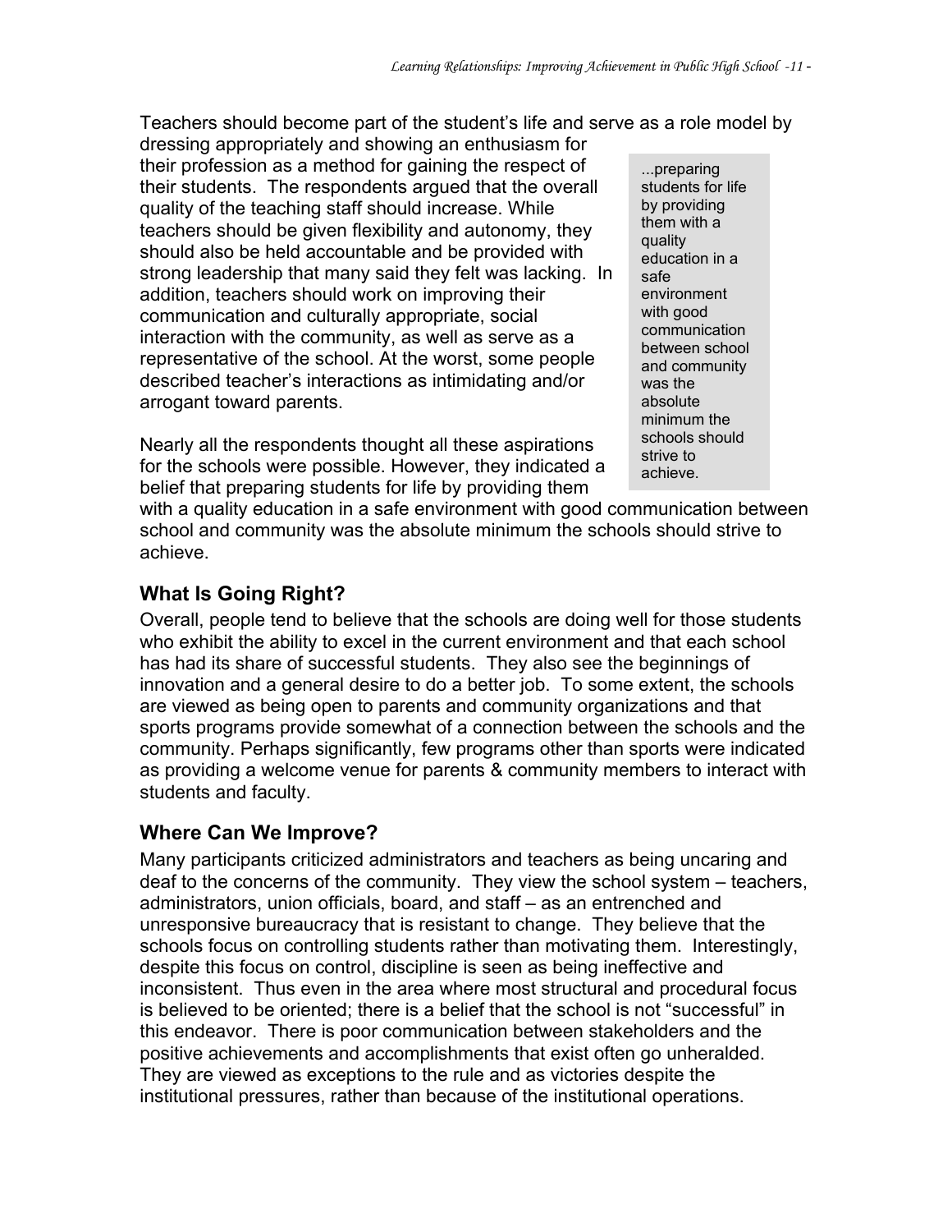Teachers should become part of the student's life and serve as a role model by dressing appropriately and showing an enthusiasm for their profession as a method for gaining the respect of their students. The respondents argued that the overall quality of the teaching staff should increase. While teachers should be given flexibility and autonomy, they should also be held accountable and be provided with strong leadership that many said they felt was lacking. In addition, teachers should work on improving their communication and culturally appropriate, social interaction with the community, as well as serve as a representative of the school. At the worst, some people described teacher's interactions as intimidating and/or arrogant toward parents.

> ...preparing students for life by providing them with a quality education in a safe environment with good communication between school and community was the absolute minimum the schools should strive to achieve.

Nearly all the respondents thought all these aspirations for the schools were possible. However, they indicated a belief that preparing students for life by providing them with a quality education in a safe environment with good communication between school and community was the absolute minimum the schools should strive to achieve.

## What Is Going Right?

Overall, people tend to believe that the schools are doing well for those students who exhibit the ability to excel in the current environment and that each school has had its share of successful students. They also see the beginnings of innovation and a general desire to do a better job. To some extent, the schools are viewed as being open to parents and community organizations and that sports programs provide somewhat of a connection between the schools and the community. Perhaps significantly, few programs other than sports were indicated as providing a welcome venue for parents & community members to interact with students and faculty.

## Where Can We Improve?

Many participants criticized administrators and teachers as being uncaring and deaf to the concerns of the community. They view the school system – teachers, administrators, union officials, board, and staff – as an entrenched and unresponsive bureaucracy that is resistant to change. They believe that the schools focus on controlling students rather than motivating them. Interestingly, despite this focus on control, discipline is seen as being ineffective and inconsistent. Thus even in the area where most structural and procedural focus is believed to be oriented; there is a belief that the school is not "successful" in this endeavor. There is poor communication between stakeholders and the positive achievements and accomplishments that exist often go unheralded. They are viewed as exceptions to the rule and as victories despite the institutional pressures, rather than because of the institutional operations.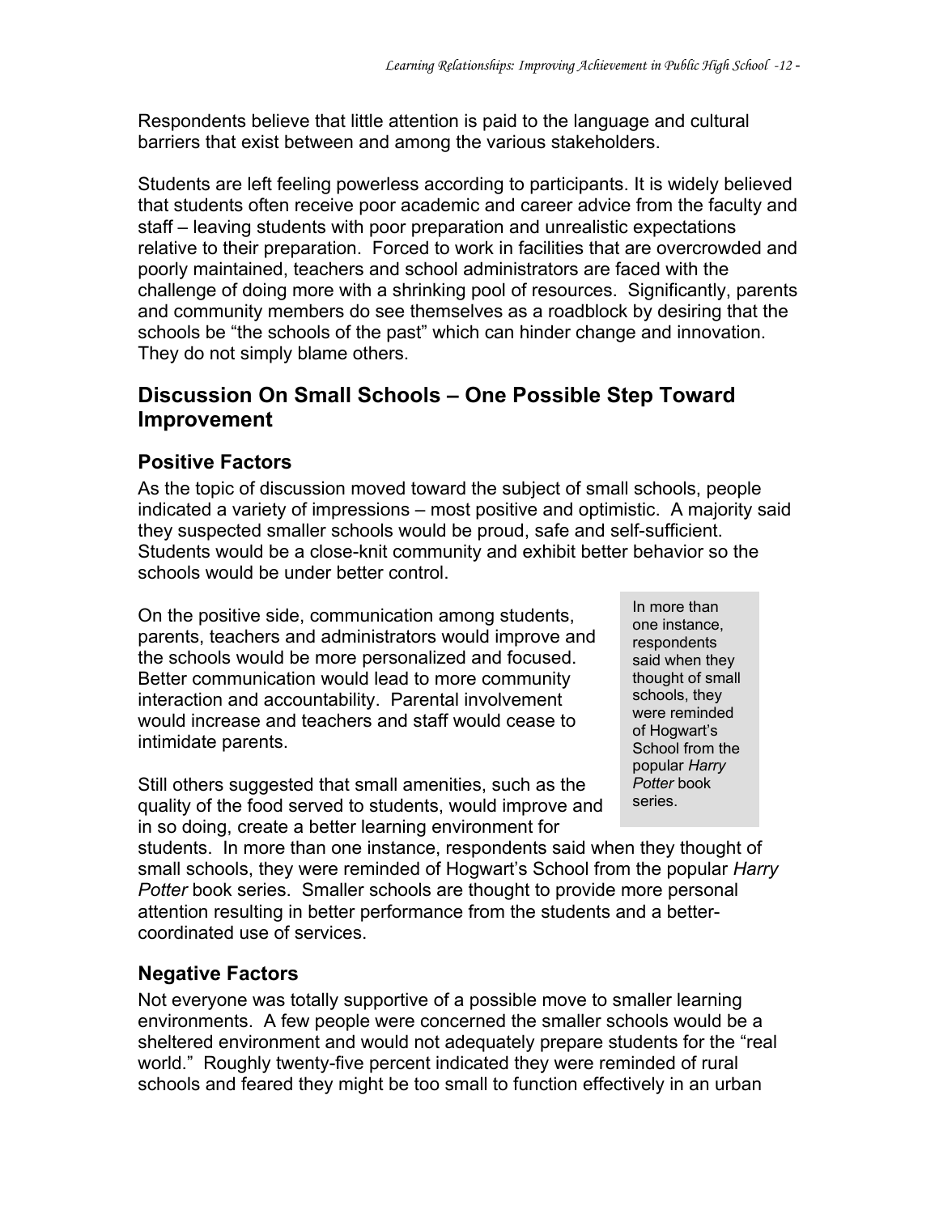Respondents believe that little attention is paid to the language and cultural barriers that exist between and among the various stakeholders.

Students are left feeling powerless according to participants. It is widely believed that students often receive poor academic and career advice from the faculty and staff – leaving students with poor preparation and unrealistic expectations relative to their preparation. Forced to work in facilities that are overcrowded and poorly maintained, teachers and school administrators are faced with the challenge of doing more with a shrinking pool of resources. Significantly, parents and community members do see themselves as a roadblock by desiring that the schools be "the schools of the past" which can hinder change and innovation. They do not simply blame others.

## Discussion On Small Schools – One Possible Step Toward Improvement

### Positive Factors

As the topic of discussion moved toward the subject of small schools, people indicated a variety of impressions – most positive and optimistic. A majority said they suspected smaller schools would be proud, safe and self-sufficient. Students would be a close-knit community and exhibit better behavior so the schools would be under better control.

On the positive side, communication among students, parents, teachers and administrators would improve and the schools would be more personalized and focused. Better communication would lead to more community interaction and accountability. Parental involvement would increase and teachers and staff would cease to intimidate parents.

> In more than one instance, respondents said when they thought of small schools, they were reminded of Hogwart's School from the popular *Harry Potter* book series.

Still others suggested that small amenities, such as the quality of the food served to students, would improve and in so doing, create a better learning environment for students. In more than one instance, respondents said when they thought of small schools, they were reminded of Hogwart's School from the popular *Harry Potter* book series. Smaller schools are thought to provide more personal attention resulting in better performance from the students and a better-coordinated use of services.

### Negative Factors

Not everyone was totally supportive of a possible move to smaller learning environments. A few people were concerned the smaller schools would be a sheltered environment and would not adequately prepare students for the "real world." Roughly twenty-five percent indicated they were reminded of rural schools and feared they might be too small to function effectively in an urban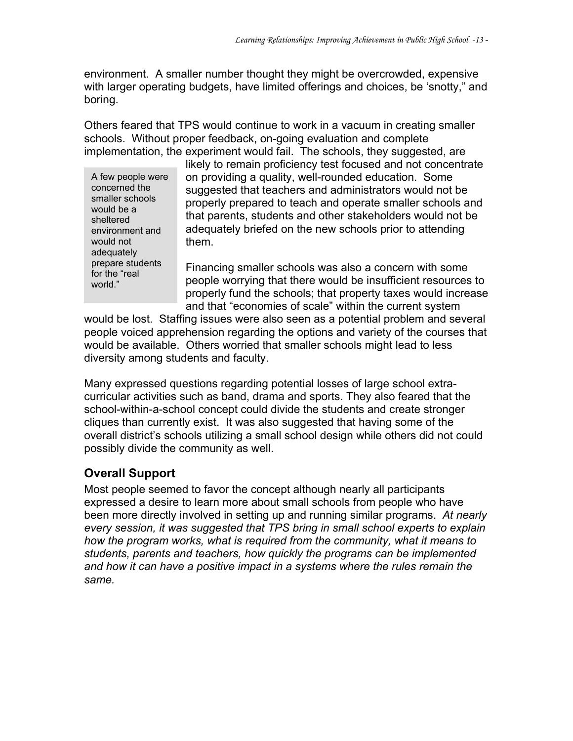environment. A smaller number thought they might be overcrowded, expensive with larger operating budgets, have limited offerings and choices, be 'snotty," and boring.

Others feared that TPS would continue to work in a vacuum in creating smaller schools. Without proper feedback, on-going evaluation and complete implementation, the experiment would fail. The schools, they suggested, are likely to remain proficiency test focused and not concentrate on providing a quality, well-rounded education. Some suggested that teachers and administrators would not be properly prepared to teach and operate smaller schools and that parents, students and other stakeholders would not be adequately briefed on the new schools prior to attending them.

> A few people were concerned the smaller schools would be a sheltered environment and would not adequately prepare students for the "real world."

Financing smaller schools was also a concern with some people worrying that there would be insufficient resources to properly fund the schools; that property taxes would increase and that "economies of scale" within the current system would be lost. Staffing issues were also seen as a potential problem and several people voiced apprehension regarding the options and variety of the courses that would be available. Others worried that smaller schools might lead to less diversity among students and faculty.

Many expressed questions regarding potential losses of large school extra-curricular activities such as band, drama and sports. They also feared that the school-within-a-school concept could divide the students and create stronger cliques than currently exist. It was also suggested that having some of the overall district's schools utilizing a small school design while others did not could possibly divide the community as well.

## Overall Support

Most people seemed to favor the concept although nearly all participants expressed a desire to learn more about small schools from people who have been more directly involved in setting up and running similar programs. *At nearly every session, it was suggested that TPS bring in small school experts to explain how the program works, what is required from the community, what it means to students, parents and teachers, how quickly the programs can be implemented and how it can have a positive impact in a systems where the rules remain the same.*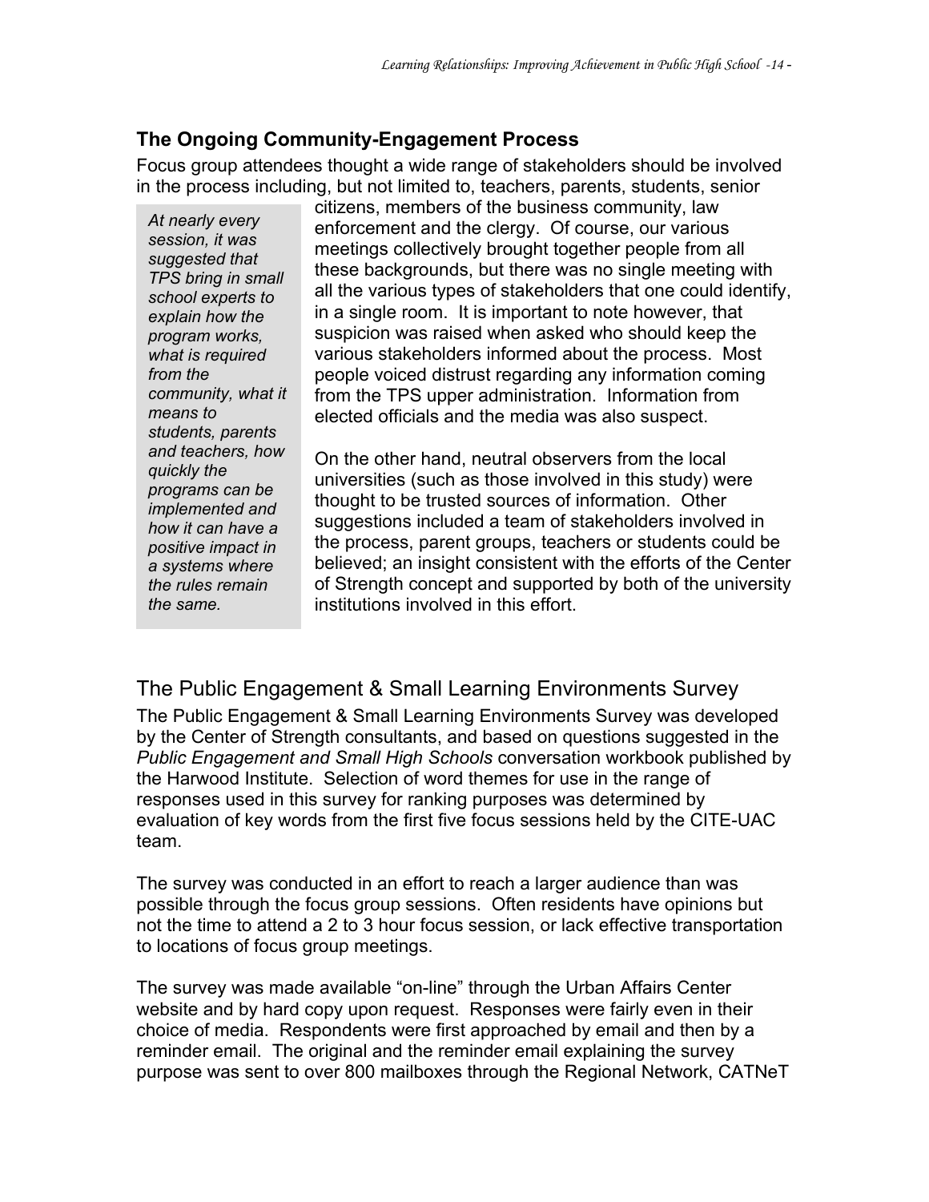## The Ongoing Community-Engagement Process

Focus group attendees thought a wide range of stakeholders should be involved in the process including, but not limited to, teachers, parents, students, senior citizens, members of the business community, law enforcement and the clergy. Of course, our various meetings collectively brought together people from all these backgrounds, but there was no single meeting with all the various types of stakeholders that one could identify, in a single room. It is important to note however, that suspicion was raised when asked who should keep the various stakeholders informed about the process. Most people voiced distrust regarding any information coming from the TPS upper administration. Information from elected officials and the media was also suspect.

> *At nearly every session, it was suggested that TPS bring in small school experts to explain how the program works, what is required from the community, what it means to students, parents and teachers, how quickly the programs can be implemented and how it can have a positive impact in a systems where the rules remain the same.*

On the other hand, neutral observers from the local universities (such as those involved in this study) were thought to be trusted sources of information. Other suggestions included a team of stakeholders involved in the process, parent groups, teachers or students could be believed; an insight consistent with the efforts of the Center of Strength concept and supported by both of the university institutions involved in this effort.

## The Public Engagement & Small Learning Environments Survey

The Public Engagement & Small Learning Environments Survey was developed by the Center of Strength consultants, and based on questions suggested in the *Public Engagement and Small High Schools* conversation workbook published by the Harwood Institute. Selection of word themes for use in the range of responses used in this survey for ranking purposes was determined by evaluation of key words from the first five focus sessions held by the CITE-UAC team.

The survey was conducted in an effort to reach a larger audience than was possible through the focus group sessions. Often residents have opinions but not the time to attend a 2 to 3 hour focus session, or lack effective transportation to locations of focus group meetings.

The survey was made available "on-line" through the Urban Affairs Center website and by hard copy upon request. Responses were fairly even in their choice of media. Respondents were first approached by email and then by a reminder email. The original and the reminder email explaining the survey purpose was sent to over 800 mailboxes through the Regional Network, CATNeT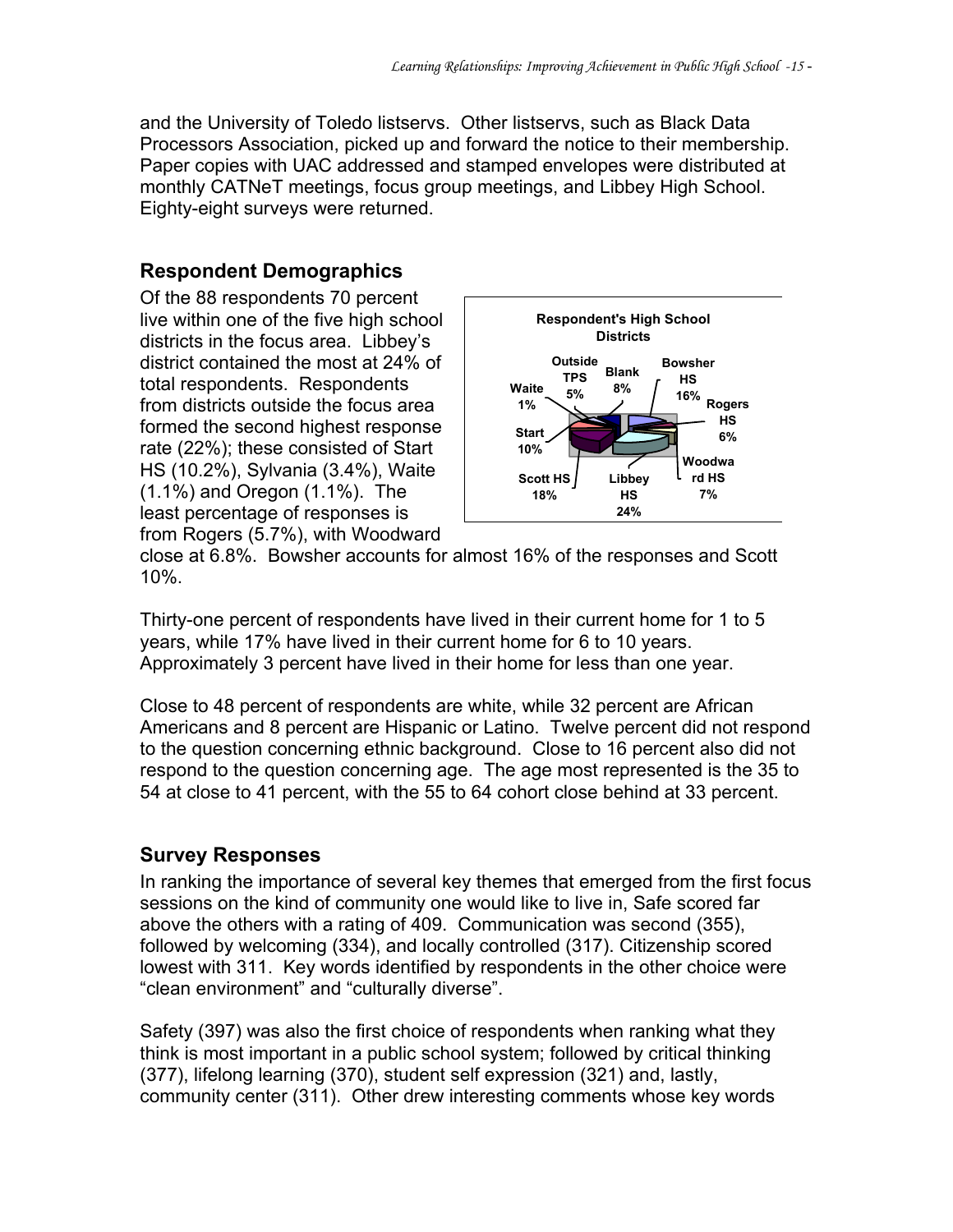and the University of Toledo listservs. Other listservs, such as Black Data Processors Association, picked up and forward the notice to their membership. Paper copies with UAC addressed and stamped envelopes were distributed at monthly CATNeT meetings, focus group meetings, and Libbey High School. Eighty-eight surveys were returned.

## Respondent Demographics

Of the 88 respondents 70 percent live within one of the five high school districts in the focus area. Libbey's district contained the most at 24% of total respondents. Respondents from districts outside the focus area formed the second highest response rate (22%); these consisted of Start HS (10.2%), Sylvania (3.4%), Waite (1.1%) and Oregon (1.1%). The least percentage of responses is from Rogers (5.7%), with Woodward close at 6.8%. Bowsher accounts for almost 16% of the responses and Scott 10%.

**Respondent's High School Districts**

| District | Percent |
|---|---|
| Bowsher HS | 16% |
| Rogers HS | 6% |
| Woodward HS | 7% |
| Libbey HS | 24% |
| Scott HS | 18% |
| Start | 10% |
| Waite | 1% |
| Outside TPS | 5% |
| Blank | 8% |

Thirty-one percent of respondents have lived in their current home for 1 to 5 years, while 17% have lived in their current home for 6 to 10 years. Approximately 3 percent have lived in their home for less than one year.

Close to 48 percent of respondents are white, while 32 percent are African Americans and 8 percent are Hispanic or Latino. Twelve percent did not respond to the question concerning ethnic background. Close to 16 percent also did not respond to the question concerning age. The age most represented is the 35 to 54 at close to 41 percent, with the 55 to 64 cohort close behind at 33 percent.

## Survey Responses

In ranking the importance of several key themes that emerged from the first focus sessions on the kind of community one would like to live in, Safe scored far above the others with a rating of 409. Communication was second (355), followed by welcoming (334), and locally controlled (317). Citizenship scored lowest with 311. Key words identified by respondents in the other choice were "clean environment" and "culturally diverse".

Safety (397) was also the first choice of respondents when ranking what they think is most important in a public school system; followed by critical thinking (377), lifelong learning (370), student self expression (321) and, lastly, community center (311). Other drew interesting comments whose key words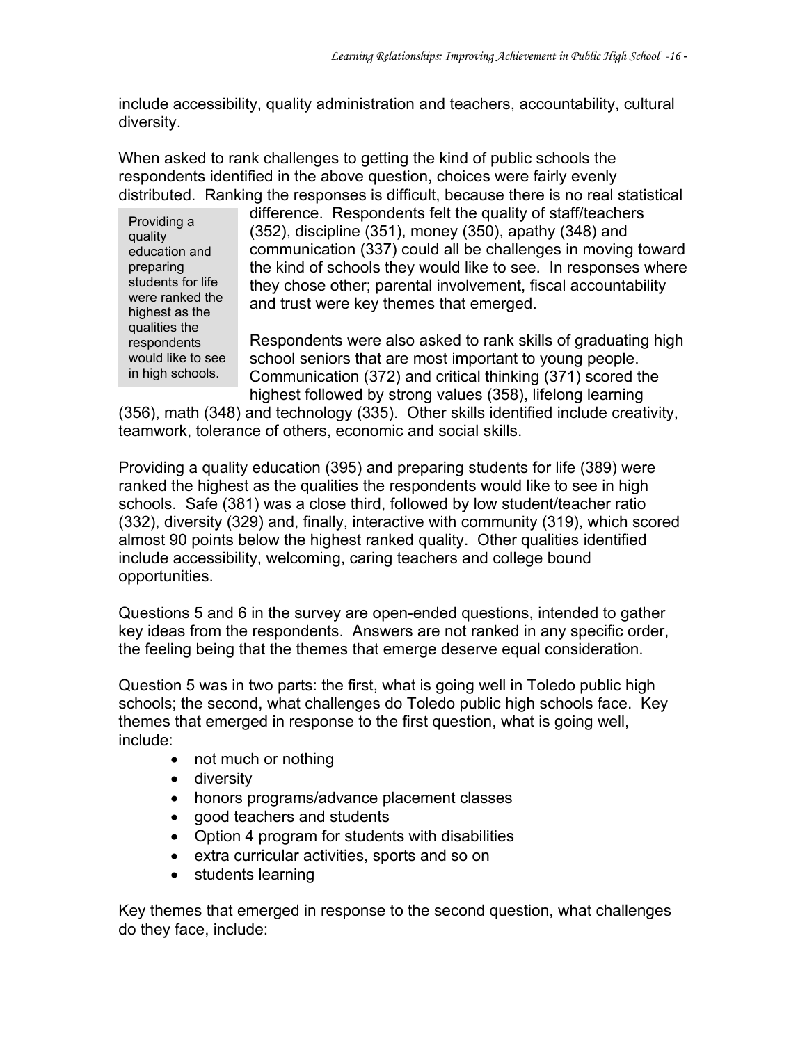include accessibility, quality administration and teachers, accountability, cultural diversity.

When asked to rank challenges to getting the kind of public schools the respondents identified in the above question, choices were fairly evenly distributed. Ranking the responses is difficult, because there is no real statistical difference. Respondents felt the quality of staff/teachers (352), discipline (351), money (350), apathy (348) and communication (337) could all be challenges in moving toward the kind of schools they would like to see. In responses where they chose other; parental involvement, fiscal accountability and trust were key themes that emerged.

> Providing a quality education and preparing students for life were ranked the highest as the qualities the respondents would like to see in high schools.

Respondents were also asked to rank skills of graduating high school seniors that are most important to young people. Communication (372) and critical thinking (371) scored the highest followed by strong values (358), lifelong learning (356), math (348) and technology (335). Other skills identified include creativity, teamwork, tolerance of others, economic and social skills.

Providing a quality education (395) and preparing students for life (389) were ranked the highest as the qualities the respondents would like to see in high schools. Safe (381) was a close third, followed by low student/teacher ratio (332), diversity (329) and, finally, interactive with community (319), which scored almost 90 points below the highest ranked quality. Other qualities identified include accessibility, welcoming, caring teachers and college bound opportunities.

Questions 5 and 6 in the survey are open-ended questions, intended to gather key ideas from the respondents. Answers are not ranked in any specific order, the feeling being that the themes that emerge deserve equal consideration.

Question 5 was in two parts: the first, what is going well in Toledo public high schools; the second, what challenges do Toledo public high schools face. Key themes that emerged in response to the first question, what is going well, include:

- not much or nothing
- diversity
- honors programs/advance placement classes
- good teachers and students
- Option 4 program for students with disabilities
- extra curricular activities, sports and so on
- students learning

Key themes that emerged in response to the second question, what challenges do they face, include: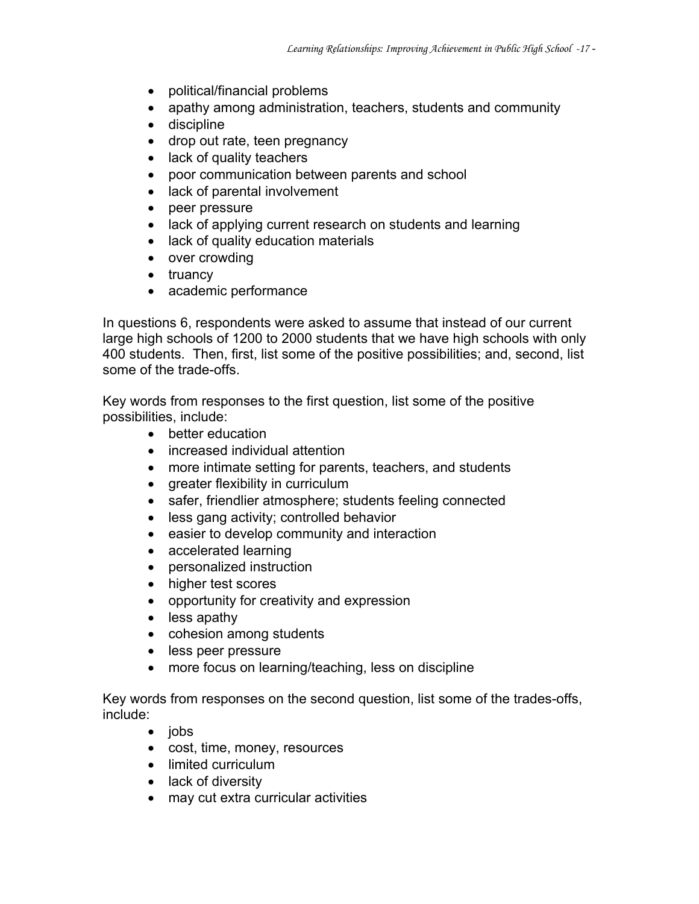- political/financial problems
- apathy among administration, teachers, students and community
- discipline
- drop out rate, teen pregnancy
- lack of quality teachers
- poor communication between parents and school
- lack of parental involvement
- peer pressure
- lack of applying current research on students and learning
- lack of quality education materials
- over crowding
- truancy
- academic performance

In questions 6, respondents were asked to assume that instead of our current large high schools of 1200 to 2000 students that we have high schools with only 400 students. Then, first, list some of the positive possibilities; and, second, list some of the trade-offs.

Key words from responses to the first question, list some of the positive possibilities, include:

- better education
- increased individual attention
- more intimate setting for parents, teachers, and students
- greater flexibility in curriculum
- safer, friendlier atmosphere; students feeling connected
- less gang activity; controlled behavior
- easier to develop community and interaction
- accelerated learning
- personalized instruction
- higher test scores
- opportunity for creativity and expression
- less apathy
- cohesion among students
- less peer pressure
- more focus on learning/teaching, less on discipline

Key words from responses on the second question, list some of the trades-offs, include:

- jobs
- cost, time, money, resources
- limited curriculum
- lack of diversity
- may cut extra curricular activities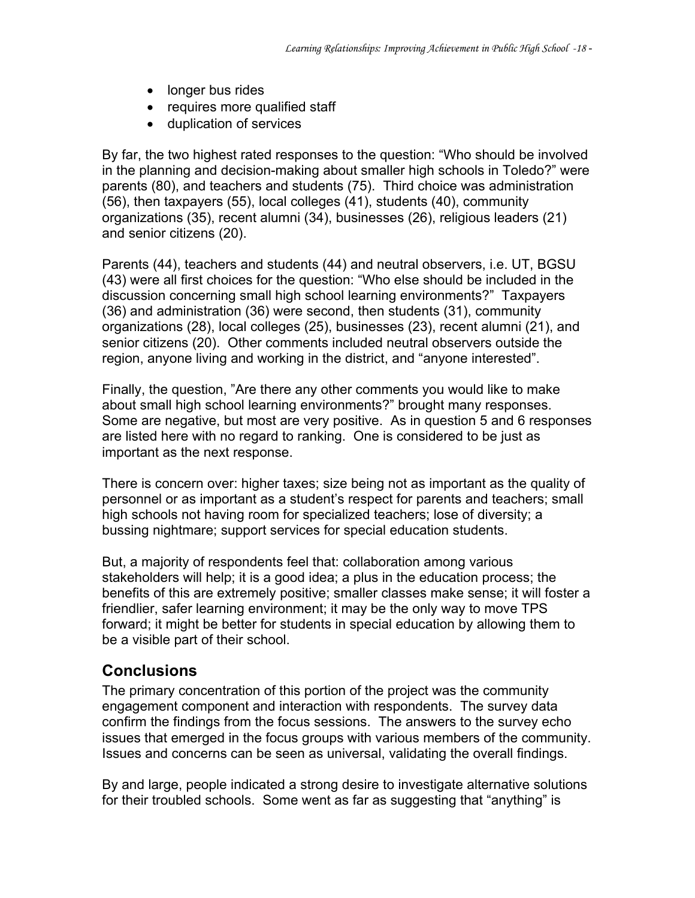- longer bus rides
- requires more qualified staff
- duplication of services

By far, the two highest rated responses to the question: "Who should be involved in the planning and decision-making about smaller high schools in Toledo?" were parents (80), and teachers and students (75). Third choice was administration (56), then taxpayers (55), local colleges (41), students (40), community organizations (35), recent alumni (34), businesses (26), religious leaders (21) and senior citizens (20).

Parents (44), teachers and students (44) and neutral observers, i.e. UT, BGSU (43) were all first choices for the question: "Who else should be included in the discussion concerning small high school learning environments?" Taxpayers (36) and administration (36) were second, then students (31), community organizations (28), local colleges (25), businesses (23), recent alumni (21), and senior citizens (20). Other comments included neutral observers outside the region, anyone living and working in the district, and "anyone interested".

Finally, the question, "Are there any other comments you would like to make about small high school learning environments?" brought many responses. Some are negative, but most are very positive. As in question 5 and 6 responses are listed here with no regard to ranking. One is considered to be just as important as the next response.

There is concern over: higher taxes; size being not as important as the quality of personnel or as important as a student's respect for parents and teachers; small high schools not having room for specialized teachers; lose of diversity; a bussing nightmare; support services for special education students.

But, a majority of respondents feel that: collaboration among various stakeholders will help; it is a good idea; a plus in the education process; the benefits of this are extremely positive; smaller classes make sense; it will foster a friendlier, safer learning environment; it may be the only way to move TPS forward; it might be better for students in special education by allowing them to be a visible part of their school.

## Conclusions

The primary concentration of this portion of the project was the community engagement component and interaction with respondents. The survey data confirm the findings from the focus sessions. The answers to the survey echo issues that emerged in the focus groups with various members of the community. Issues and concerns can be seen as universal, validating the overall findings.

By and large, people indicated a strong desire to investigate alternative solutions for their troubled schools. Some went as far as suggesting that "anything" is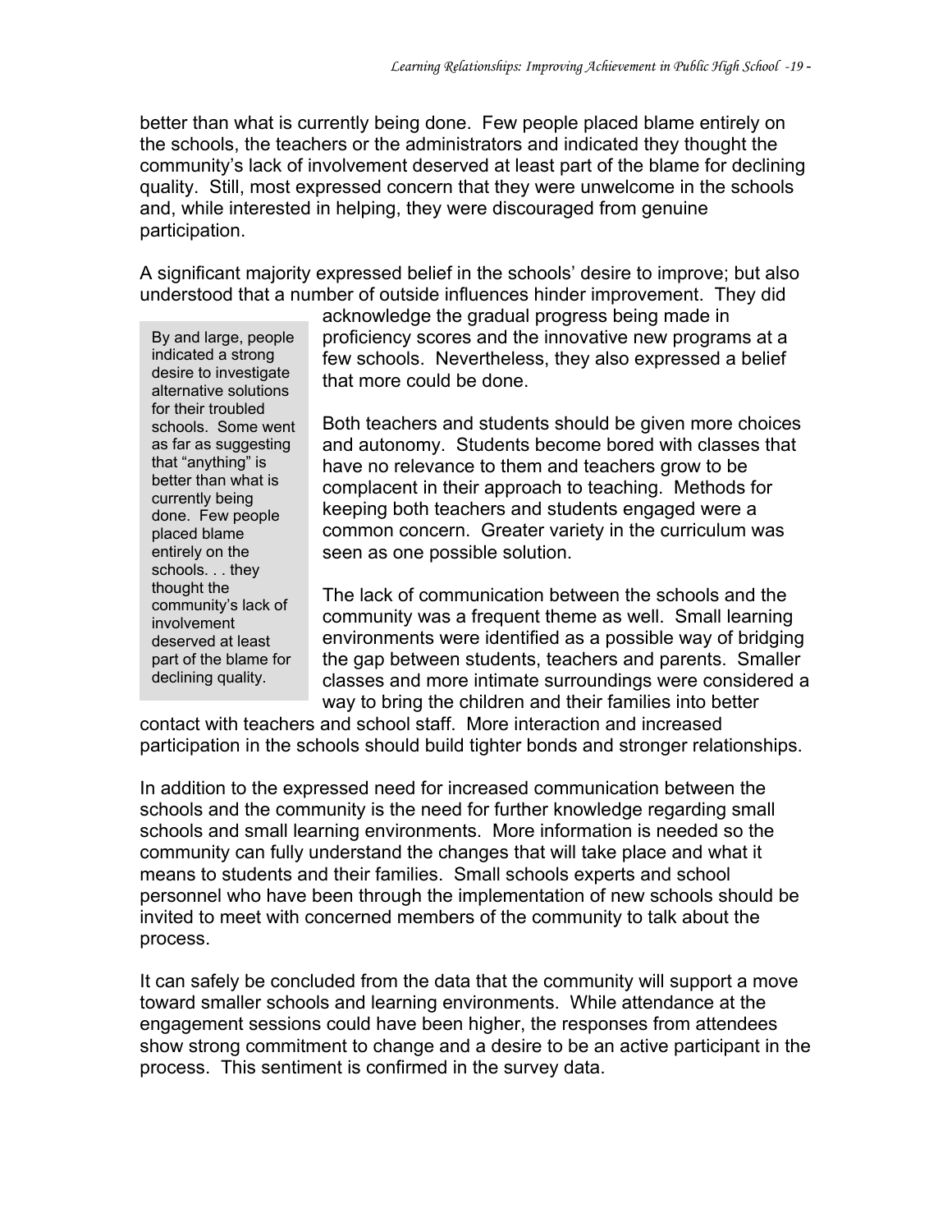better than what is currently being done. Few people placed blame entirely on the schools, the teachers or the administrators and indicated they thought the community's lack of involvement deserved at least part of the blame for declining quality. Still, most expressed concern that they were unwelcome in the schools and, while interested in helping, they were discouraged from genuine participation.

A significant majority expressed belief in the schools' desire to improve; but also understood that a number of outside influences hinder improvement. They did acknowledge the gradual progress being made in proficiency scores and the innovative new programs at a few schools. Nevertheless, they also expressed a belief that more could be done.

> By and large, people indicated a strong desire to investigate alternative solutions for their troubled schools. Some went as far as suggesting that "anything" is better than what is currently being done. Few people placed blame entirely on the schools. . . they thought the community's lack of involvement deserved at least part of the blame for declining quality.

Both teachers and students should be given more choices and autonomy. Students become bored with classes that have no relevance to them and teachers grow to be complacent in their approach to teaching. Methods for keeping both teachers and students engaged were a common concern. Greater variety in the curriculum was seen as one possible solution.

The lack of communication between the schools and the community was a frequent theme as well. Small learning environments were identified as a possible way of bridging the gap between students, teachers and parents. Smaller classes and more intimate surroundings were considered a way to bring the children and their families into better contact with teachers and school staff. More interaction and increased participation in the schools should build tighter bonds and stronger relationships.

In addition to the expressed need for increased communication between the schools and the community is the need for further knowledge regarding small schools and small learning environments. More information is needed so the community can fully understand the changes that will take place and what it means to students and their families. Small schools experts and school personnel who have been through the implementation of new schools should be invited to meet with concerned members of the community to talk about the process.

It can safely be concluded from the data that the community will support a move toward smaller schools and learning environments. While attendance at the engagement sessions could have been higher, the responses from attendees show strong commitment to change and a desire to be an active participant in the process. This sentiment is confirmed in the survey data.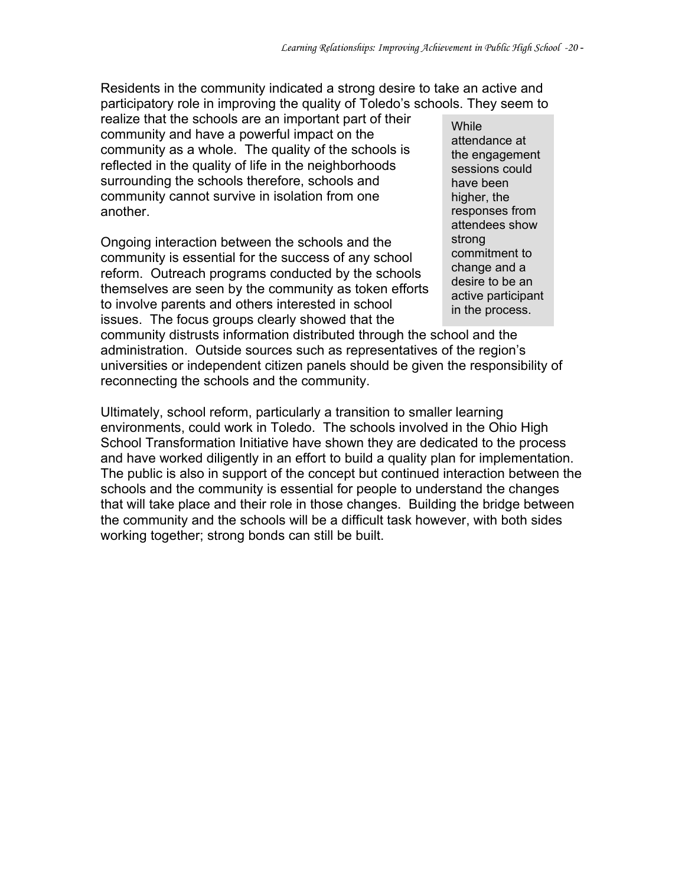Residents in the community indicated a strong desire to take an active and participatory role in improving the quality of Toledo's schools. They seem to realize that the schools are an important part of their community and have a powerful impact on the community as a whole. The quality of the schools is reflected in the quality of life in the neighborhoods surrounding the schools therefore, schools and community cannot survive in isolation from one another.

> While attendance at the engagement sessions could have been higher, the responses from attendees show strong commitment to change and a desire to be an active participant in the process.

Ongoing interaction between the schools and the community is essential for the success of any school reform. Outreach programs conducted by the schools themselves are seen by the community as token efforts to involve parents and others interested in school issues. The focus groups clearly showed that the community distrusts information distributed through the school and the administration. Outside sources such as representatives of the region's universities or independent citizen panels should be given the responsibility of reconnecting the schools and the community.

Ultimately, school reform, particularly a transition to smaller learning environments, could work in Toledo. The schools involved in the Ohio High School Transformation Initiative have shown they are dedicated to the process and have worked diligently in an effort to build a quality plan for implementation. The public is also in support of the concept but continued interaction between the schools and the community is essential for people to understand the changes that will take place and their role in those changes. Building the bridge between the community and the schools will be a difficult task however, with both sides working together; strong bonds can still be built.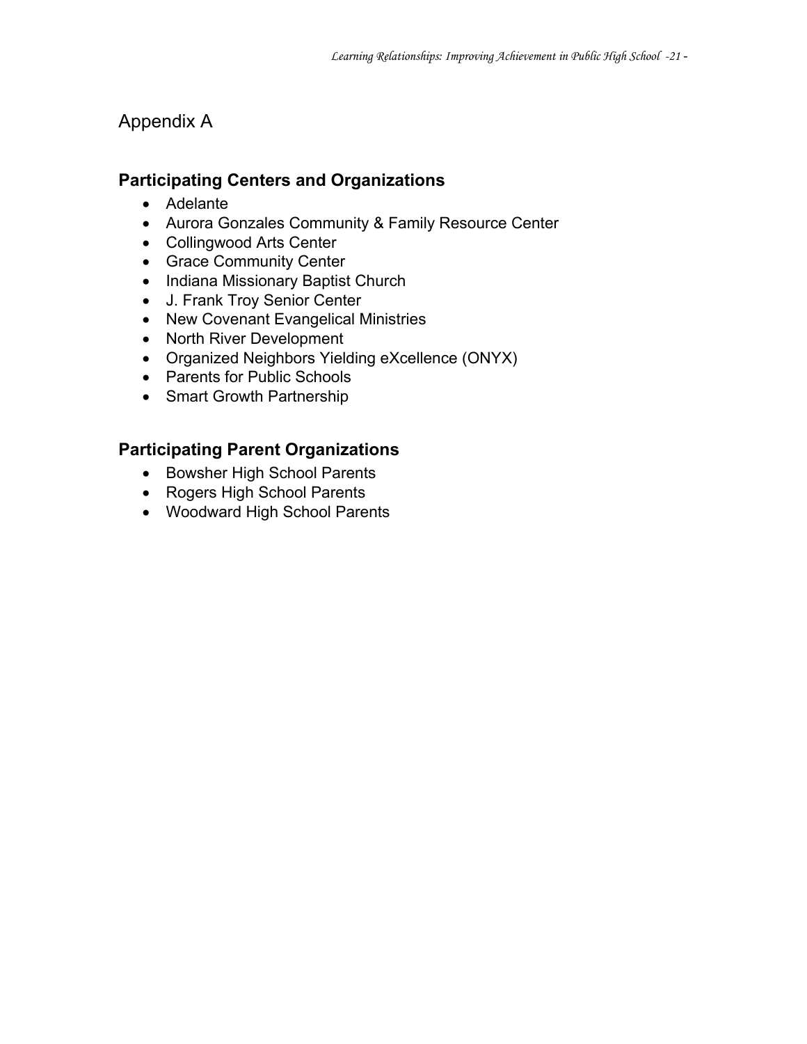# Appendix A

## Participating Centers and Organizations

- Adelante
- Aurora Gonzales Community & Family Resource Center
- Collingwood Arts Center
- Grace Community Center
- Indiana Missionary Baptist Church
- J. Frank Troy Senior Center
- New Covenant Evangelical Ministries
- North River Development
- Organized Neighbors Yielding eXcellence (ONYX)
- Parents for Public Schools
- Smart Growth Partnership

## Participating Parent Organizations

- Bowsher High School Parents
- Rogers High School Parents
- Woodward High School Parents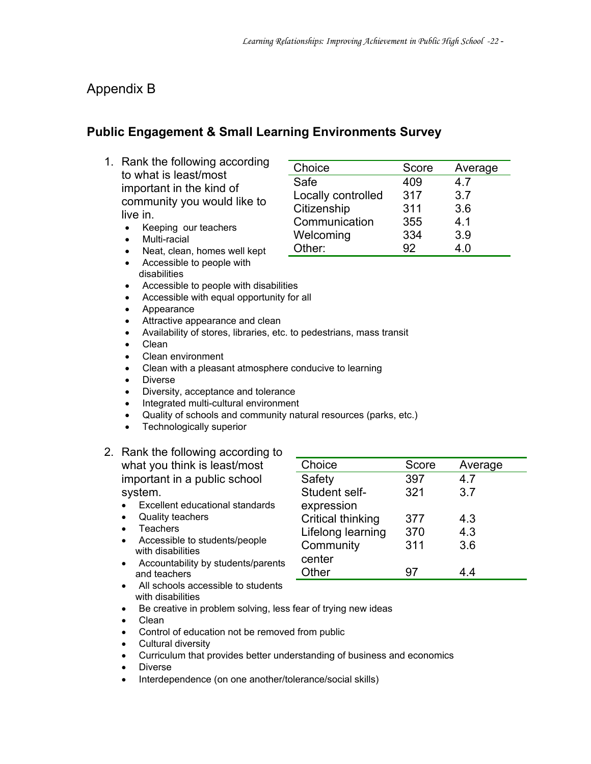# Appendix B

## Public Engagement & Small Learning Environments Survey

1. Rank the following according to what is least/most important in the kind of community you would like to live in.

| Choice | Score | Average |
|---|---|---|
| Safe | 409 | 4.7 |
| Locally controlled | 317 | 3.7 |
| Citizenship | 311 | 3.6 |
| Communication | 355 | 4.1 |
| Welcoming | 334 | 3.9 |
| Other: | 92 | 4.0 |

- Keeping our teachers
- Multi-racial
- Neat, clean, homes well kept
- Accessible to people with disabilities
- Accessible to people with disabilities
- Accessible with equal opportunity for all
- Appearance
- Attractive appearance and clean
- Availability of stores, libraries, etc. to pedestrians, mass transit
- Clean
- Clean environment
- Clean with a pleasant atmosphere conducive to learning
- Diverse
- Diversity, acceptance and tolerance
- Integrated multi-cultural environment
- Quality of schools and community natural resources (parks, etc.)
- Technologically superior

2. Rank the following according to what you think is least/most important in a public school system.

| Choice | Score | Average |
|---|---|---|
| Safety | 397 | 4.7 |
| Student self-expression | 321 | 3.7 |
| Critical thinking | 377 | 4.3 |
| Lifelong learning | 370 | 4.3 |
| Community center | 311 | 3.6 |
| Other | 97 | 4.4 |

- Excellent educational standards
- Quality teachers
- Teachers
- Accessible to students/people with disabilities
- Accountability by students/parents and teachers
- All schools accessible to students with disabilities
- Be creative in problem solving, less fear of trying new ideas
- Clean
- Control of education not be removed from public
- Cultural diversity
- Curriculum that provides better understanding of business and economics
- Diverse
- Interdependence (on one another/tolerance/social skills)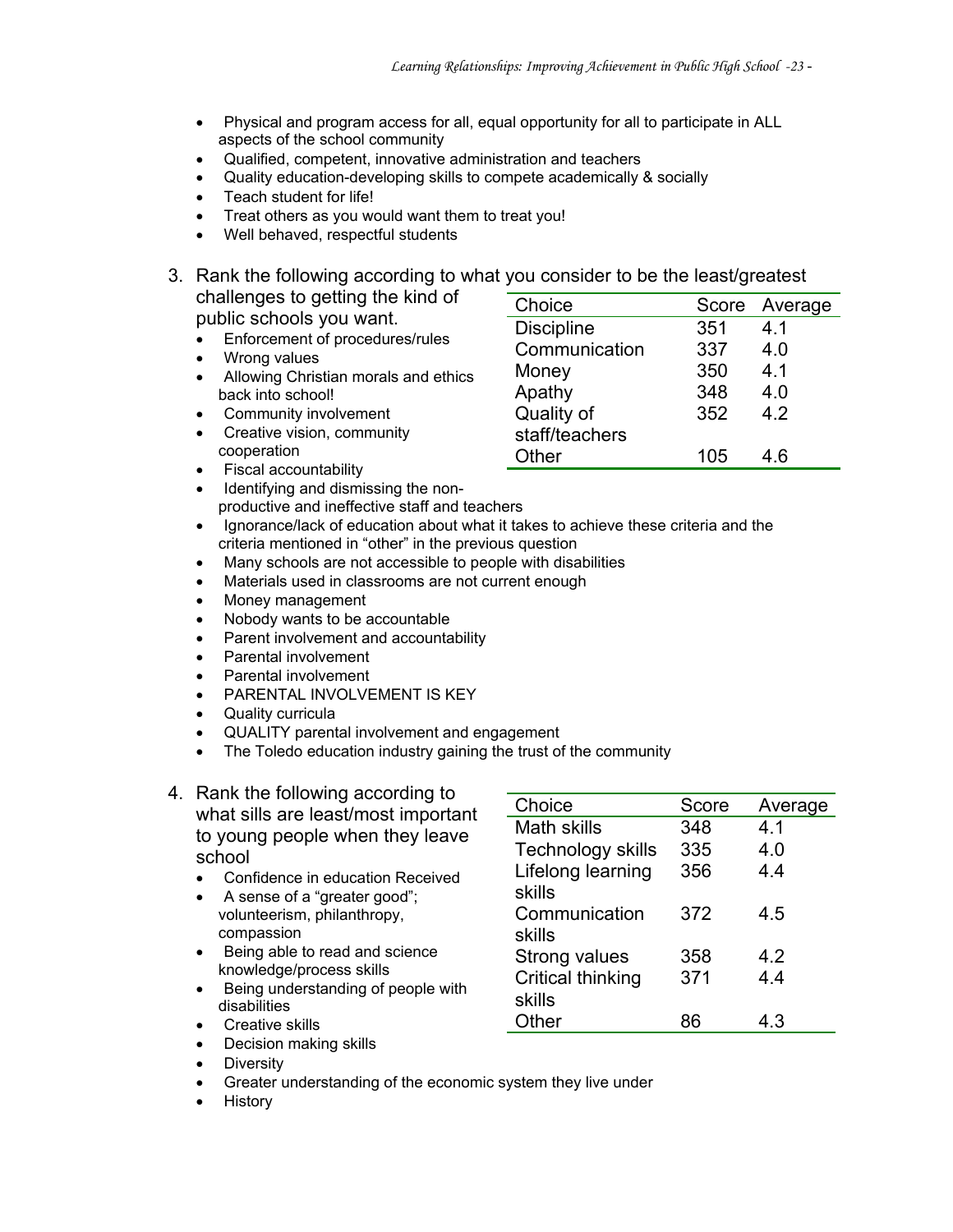- Physical and program access for all, equal opportunity for all to participate in ALL aspects of the school community
- Qualified, competent, innovative administration and teachers
- Quality education-developing skills to compete academically & socially
- Teach student for life!
- Treat others as you would want them to treat you!
- Well behaved, respectful students

3. Rank the following according to what you consider to be the least/greatest challenges to getting the kind of public schools you want.

| Choice | Score | Average |
|---|---|---|
| Discipline | 351 | 4.1 |
| Communication | 337 | 4.0 |
| Money | 350 | 4.1 |
| Apathy | 348 | 4.0 |
| Quality of staff/teachers | 352 | 4.2 |
| Other | 105 | 4.6 |

- Enforcement of procedures/rules
- Wrong values
- Allowing Christian morals and ethics back into school!
- Community involvement
- Creative vision, community cooperation
- Fiscal accountability
- Identifying and dismissing the non-productive and ineffective staff and teachers
- Ignorance/lack of education about what it takes to achieve these criteria and the criteria mentioned in "other" in the previous question
- Many schools are not accessible to people with disabilities
- Materials used in classrooms are not current enough
- Money management
- Nobody wants to be accountable
- Parent involvement and accountability
- Parental involvement
- Parental involvement
- PARENTAL INVOLVEMENT IS KEY
- Quality curricula
- QUALITY parental involvement and engagement
- The Toledo education industry gaining the trust of the community

4. Rank the following according to what sills are least/most important to young people when they leave school

| Choice | Score | Average |
|---|---|---|
| Math skills | 348 | 4.1 |
| Technology skills | 335 | 4.0 |
| Lifelong learning skills | 356 | 4.4 |
| Communication skills | 372 | 4.5 |
| Strong values | 358 | 4.2 |
| Critical thinking skills | 371 | 4.4 |
| Other | 86 | 4.3 |

- Confidence in education Received
- A sense of a "greater good"; volunteerism, philanthropy, compassion
- Being able to read and science knowledge/process skills
- Being understanding of people with disabilities
- Creative skills
- Decision making skills
- Diversity
- Greater understanding of the economic system they live under
- History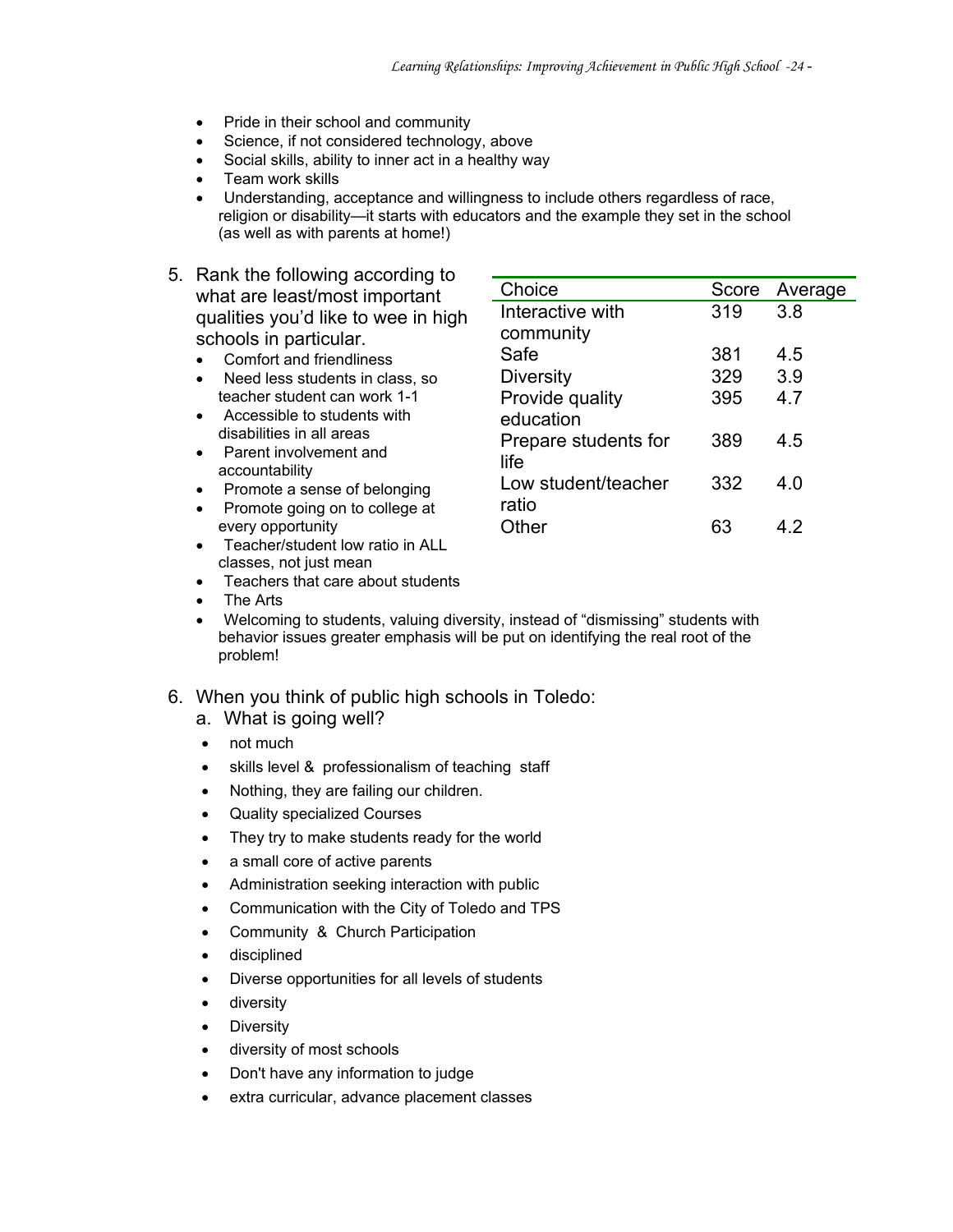- Pride in their school and community
- Science, if not considered technology, above
- Social skills, ability to inner act in a healthy way
- Team work skills
- Understanding, acceptance and willingness to include others regardless of race, religion or disability—it starts with educators and the example they set in the school (as well as with parents at home!)

5. Rank the following according to what are least/most important qualities you'd like to wee in high schools in particular.

| Choice | Score | Average |
|---|---|---|
| Interactive with community | 319 | 3.8 |
| Safe | 381 | 4.5 |
| Diversity | 329 | 3.9 |
| Provide quality education | 395 | 4.7 |
| Prepare students for life | 389 | 4.5 |
| Low student/teacher ratio | 332 | 4.0 |
| Other | 63 | 4.2 |

- Comfort and friendliness
- Need less students in class, so teacher student can work 1-1
- Accessible to students with disabilities in all areas
- Parent involvement and accountability
- Promote a sense of belonging
- Promote going on to college at every opportunity
- Teacher/student low ratio in ALL classes, not just mean
- Teachers that care about students
- The Arts
- Welcoming to students, valuing diversity, instead of "dismissing" students with behavior issues greater emphasis will be put on identifying the real root of the problem!

6. When you think of public high schools in Toledo:
   a. What is going well?

- not much
- skills level & professionalism of teaching staff
- Nothing, they are failing our children.
- Quality specialized Courses
- They try to make students ready for the world
- a small core of active parents
- Administration seeking interaction with public
- Communication with the City of Toledo and TPS
- Community & Church Participation
- disciplined
- Diverse opportunities for all levels of students
- diversity
- Diversity
- diversity of most schools
- Don't have any information to judge
- extra curricular, advance placement classes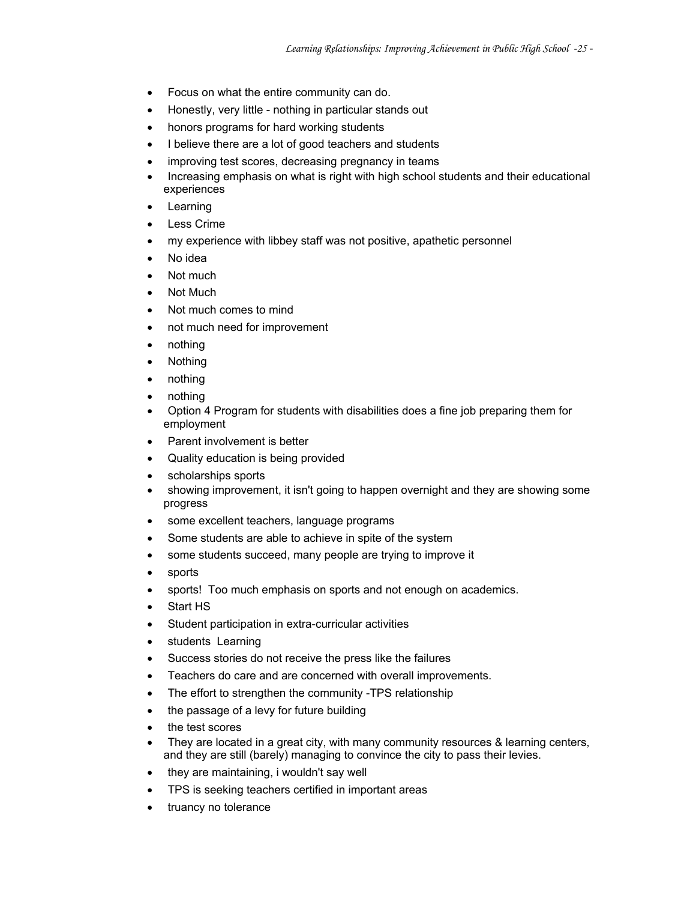- Focus on what the entire community can do.
- Honestly, very little - nothing in particular stands out
- honors programs for hard working students
- I believe there are a lot of good teachers and students
- improving test scores, decreasing pregnancy in teams
- Increasing emphasis on what is right with high school students and their educational experiences
- Learning
- Less Crime
- my experience with libbey staff was not positive, apathetic personnel
- No idea
- Not much
- Not Much
- Not much comes to mind
- not much need for improvement
- nothing
- Nothing
- nothing
- nothing
- Option 4 Program for students with disabilities does a fine job preparing them for employment
- Parent involvement is better
- Quality education is being provided
- scholarships sports
- showing improvement, it isn't going to happen overnight and they are showing some progress
- some excellent teachers, language programs
- Some students are able to achieve in spite of the system
- some students succeed, many people are trying to improve it
- sports
- sports! Too much emphasis on sports and not enough on academics.
- Start HS
- Student participation in extra-curricular activities
- students Learning
- Success stories do not receive the press like the failures
- Teachers do care and are concerned with overall improvements.
- The effort to strengthen the community -TPS relationship
- the passage of a levy for future building
- the test scores
- They are located in a great city, with many community resources & learning centers, and they are still (barely) managing to convince the city to pass their levies.
- they are maintaining, i wouldn't say well
- TPS is seeking teachers certified in important areas
- truancy no tolerance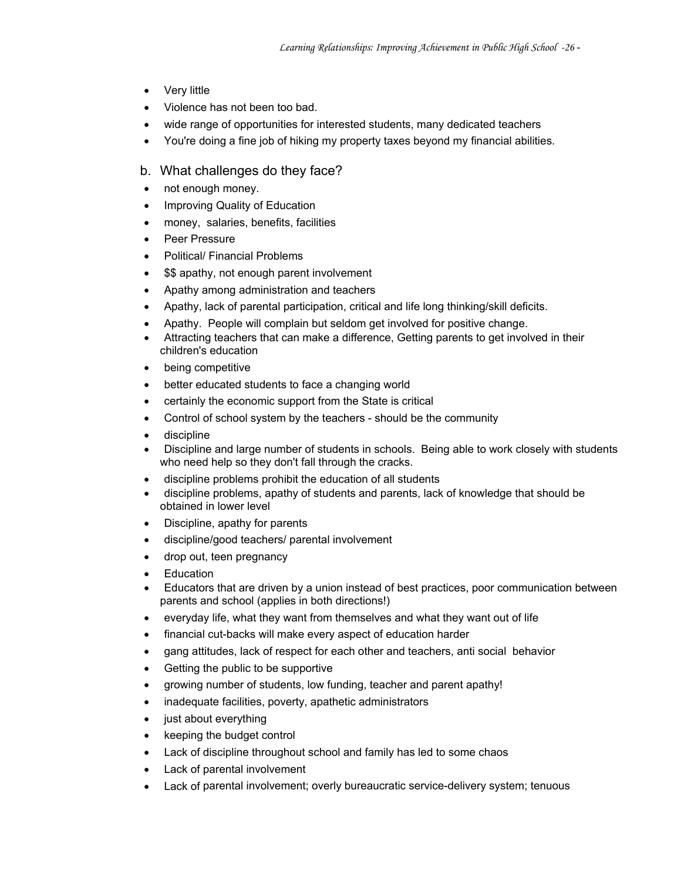- Very little
- Violence has not been too bad.
- wide range of opportunities for interested students, many dedicated teachers
- You're doing a fine job of hiking my property taxes beyond my financial abilities.

b. What challenges do they face?

- not enough money.
- Improving Quality of Education
- money, salaries, benefits, facilities
- Peer Pressure
- Political/ Financial Problems
- $$ apathy, not enough parent involvement
- Apathy among administration and teachers
- Apathy, lack of parental participation, critical and life long thinking/skill deficits.
- Apathy. People will complain but seldom get involved for positive change.
- Attracting teachers that can make a difference, Getting parents to get involved in their children's education
- being competitive
- better educated students to face a changing world
- certainly the economic support from the State is critical
- Control of school system by the teachers - should be the community
- discipline
- Discipline and large number of students in schools. Being able to work closely with students who need help so they don't fall through the cracks.
- discipline problems prohibit the education of all students
- discipline problems, apathy of students and parents, lack of knowledge that should be obtained in lower level
- Discipline, apathy for parents
- discipline/good teachers/ parental involvement
- drop out, teen pregnancy
- Education
- Educators that are driven by a union instead of best practices, poor communication between parents and school (applies in both directions!)
- everyday life, what they want from themselves and what they want out of life
- financial cut-backs will make every aspect of education harder
- gang attitudes, lack of respect for each other and teachers, anti social behavior
- Getting the public to be supportive
- growing number of students, low funding, teacher and parent apathy!
- inadequate facilities, poverty, apathetic administrators
- just about everything
- keeping the budget control
- Lack of discipline throughout school and family has led to some chaos
- Lack of parental involvement
- Lack of parental involvement; overly bureaucratic service-delivery system; tenuous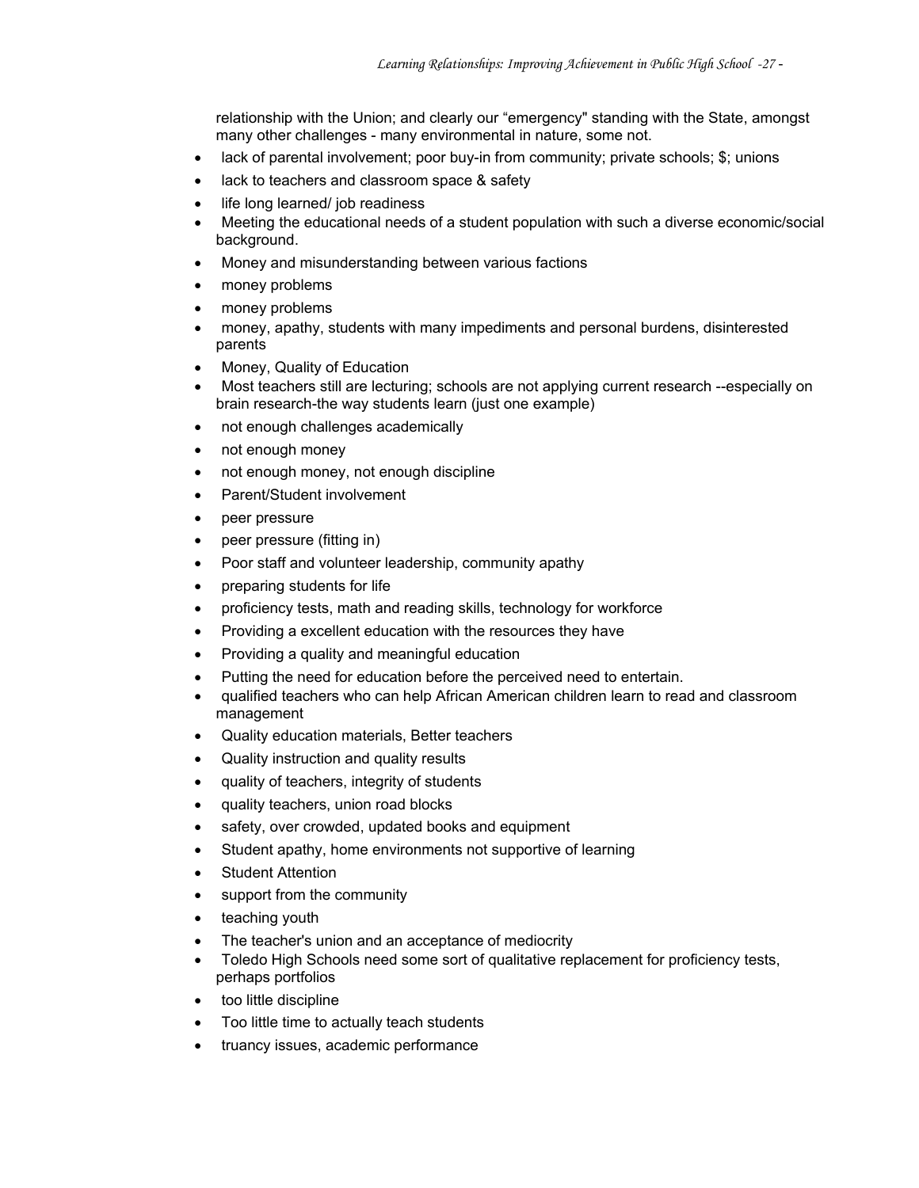relationship with the Union; and clearly our "emergency" standing with the State, amongst many other challenges - many environmental in nature, some not.

- lack of parental involvement; poor buy-in from community; private schools; $; unions
- lack to teachers and classroom space & safety
- life long learned/ job readiness
- Meeting the educational needs of a student population with such a diverse economic/social background.
- Money and misunderstanding between various factions
- money problems
- money problems
- money, apathy, students with many impediments and personal burdens, disinterested parents
- Money, Quality of Education
- Most teachers still are lecturing; schools are not applying current research --especially on brain research-the way students learn (just one example)
- not enough challenges academically
- not enough money
- not enough money, not enough discipline
- Parent/Student involvement
- peer pressure
- peer pressure (fitting in)
- Poor staff and volunteer leadership, community apathy
- preparing students for life
- proficiency tests, math and reading skills, technology for workforce
- Providing a excellent education with the resources they have
- Providing a quality and meaningful education
- Putting the need for education before the perceived need to entertain.
- qualified teachers who can help African American children learn to read and classroom management
- Quality education materials, Better teachers
- Quality instruction and quality results
- quality of teachers, integrity of students
- quality teachers, union road blocks
- safety, over crowded, updated books and equipment
- Student apathy, home environments not supportive of learning
- Student Attention
- support from the community
- teaching youth
- The teacher's union and an acceptance of mediocrity
- Toledo High Schools need some sort of qualitative replacement for proficiency tests, perhaps portfolios
- too little discipline
- Too little time to actually teach students
- truancy issues, academic performance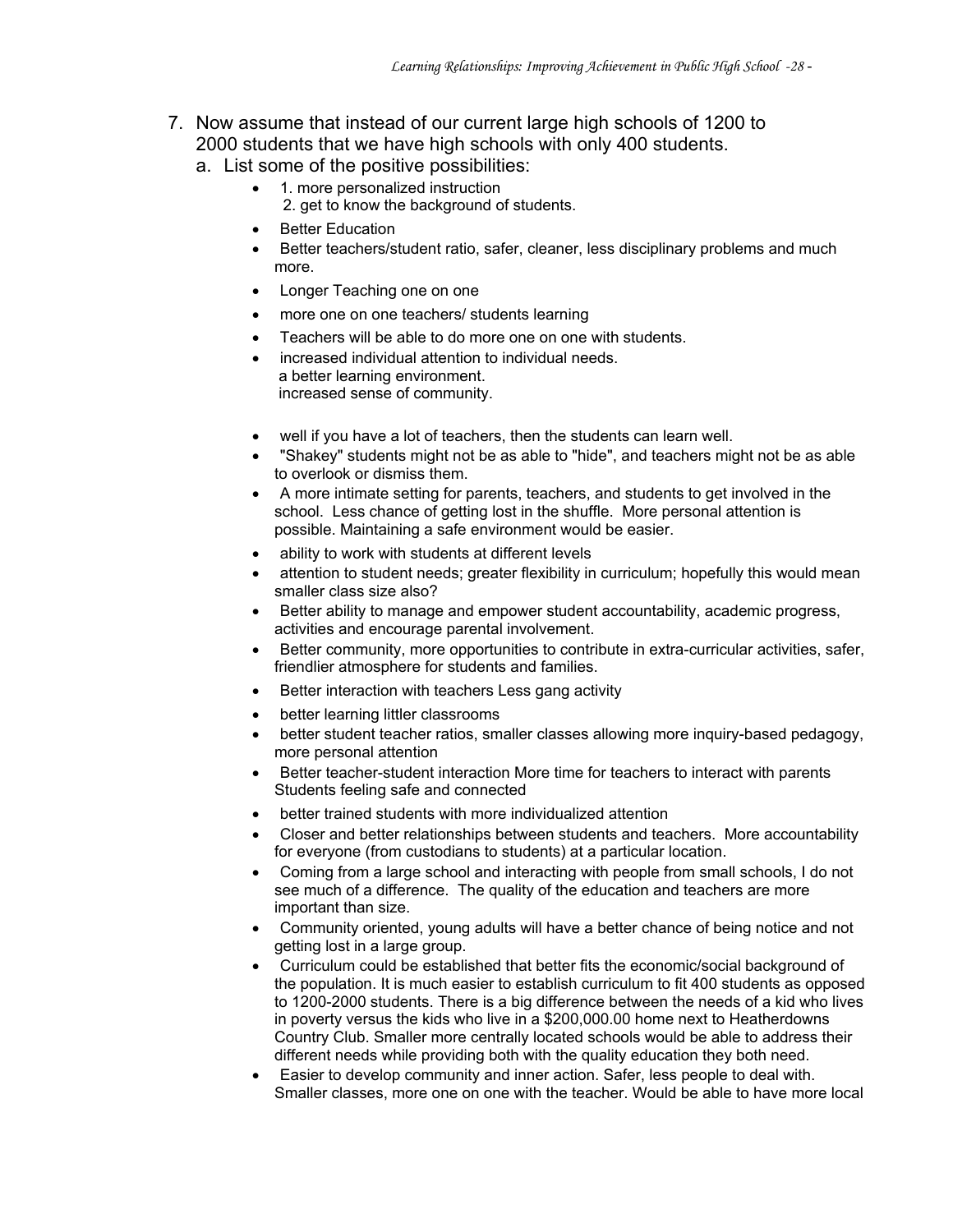7. Now assume that instead of our current large high schools of 1200 to 2000 students that we have high schools with only 400 students.
   a. List some of the positive possibilities:
      - 1. more personalized instruction
        2. get to know the background of students.
      - Better Education
      - Better teachers/student ratio, safer, cleaner, less disciplinary problems and much more.
      - Longer Teaching one on one
      - more one on one teachers/ students learning
      - Teachers will be able to do more one on one with students.
      - increased individual attention to individual needs.
        a better learning environment.
        increased sense of community.
      - well if you have a lot of teachers, then the students can learn well.
      - "Shakey" students might not be as able to "hide", and teachers might not be as able to overlook or dismiss them.
      - A more intimate setting for parents, teachers, and students to get involved in the school. Less chance of getting lost in the shuffle. More personal attention is possible. Maintaining a safe environment would be easier.
      - ability to work with students at different levels
      - attention to student needs; greater flexibility in curriculum; hopefully this would mean smaller class size also?
      - Better ability to manage and empower student accountability, academic progress, activities and encourage parental involvement.
      - Better community, more opportunities to contribute in extra-curricular activities, safer, friendlier atmosphere for students and families.
      - Better interaction with teachers Less gang activity
      - better learning littler classrooms
      - better student teacher ratios, smaller classes allowing more inquiry-based pedagogy, more personal attention
      - Better teacher-student interaction More time for teachers to interact with parents Students feeling safe and connected
      - better trained students with more individualized attention
      - Closer and better relationships between students and teachers. More accountability for everyone (from custodians to students) at a particular location.
      - Coming from a large school and interacting with people from small schools, I do not see much of a difference. The quality of the education and teachers are more important than size.
      - Community oriented, young adults will have a better chance of being notice and not getting lost in a large group.
      - Curriculum could be established that better fits the economic/social background of the population. It is much easier to establish curriculum to fit 400 students as opposed to 1200-2000 students. There is a big difference between the needs of a kid who lives in poverty versus the kids who live in a $200,000.00 home next to Heatherdowns Country Club. Smaller more centrally located schools would be able to address their different needs while providing both with the quality education they both need.
      - Easier to develop community and inner action. Safer, less people to deal with. Smaller classes, more one on one with the teacher. Would be able to have more local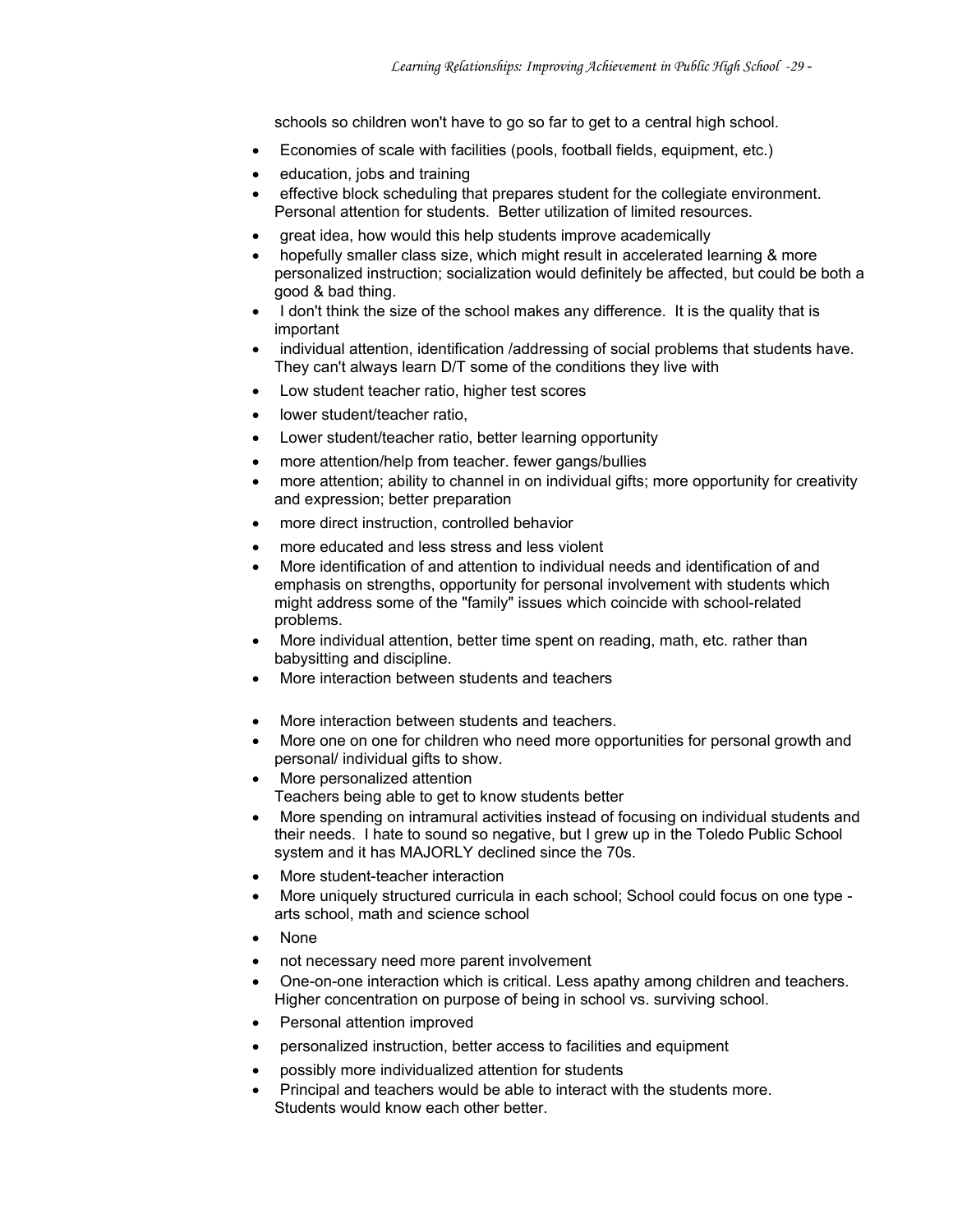schools so children won't have to go so far to get to a central high school.

- Economies of scale with facilities (pools, football fields, equipment, etc.)
- education, jobs and training
- effective block scheduling that prepares student for the collegiate environment. Personal attention for students. Better utilization of limited resources.
- great idea, how would this help students improve academically
- hopefully smaller class size, which might result in accelerated learning & more personalized instruction; socialization would definitely be affected, but could be both a good & bad thing.
- I don't think the size of the school makes any difference. It is the quality that is important
- individual attention, identification /addressing of social problems that students have. They can't always learn D/T some of the conditions they live with
- Low student teacher ratio, higher test scores
- lower student/teacher ratio,
- Lower student/teacher ratio, better learning opportunity
- more attention/help from teacher. fewer gangs/bullies
- more attention; ability to channel in on individual gifts; more opportunity for creativity and expression; better preparation
- more direct instruction, controlled behavior
- more educated and less stress and less violent
- More identification of and attention to individual needs and identification of and emphasis on strengths, opportunity for personal involvement with students which might address some of the "family" issues which coincide with school-related problems.
- More individual attention, better time spent on reading, math, etc. rather than babysitting and discipline.
- More interaction between students and teachers
- More interaction between students and teachers.
- More one on one for children who need more opportunities for personal growth and personal/ individual gifts to show.
- More personalized attention
  Teachers being able to get to know students better
- More spending on intramural activities instead of focusing on individual students and their needs. I hate to sound so negative, but I grew up in the Toledo Public School system and it has MAJORLY declined since the 70s.
- More student-teacher interaction
- More uniquely structured curricula in each school; School could focus on one type - arts school, math and science school
- None
- not necessary need more parent involvement
- One-on-one interaction which is critical. Less apathy among children and teachers. Higher concentration on purpose of being in school vs. surviving school.
- Personal attention improved
- personalized instruction, better access to facilities and equipment
- possibly more individualized attention for students
- Principal and teachers would be able to interact with the students more.
  Students would know each other better.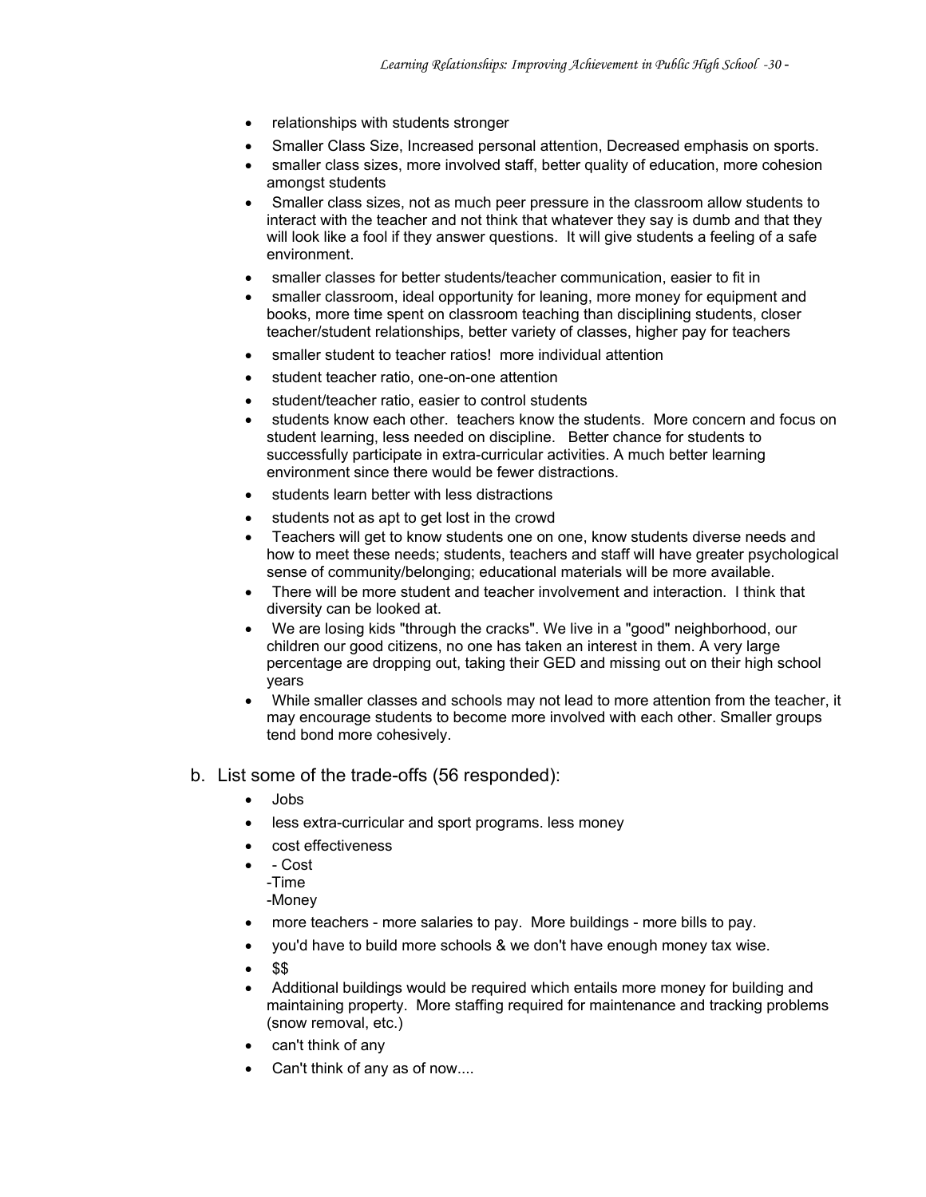- relationships with students stronger
- Smaller Class Size, Increased personal attention, Decreased emphasis on sports.
- smaller class sizes, more involved staff, better quality of education, more cohesion amongst students
- Smaller class sizes, not as much peer pressure in the classroom allow students to interact with the teacher and not think that whatever they say is dumb and that they will look like a fool if they answer questions. It will give students a feeling of a safe environment.
- smaller classes for better students/teacher communication, easier to fit in
- smaller classroom, ideal opportunity for leaning, more money for equipment and books, more time spent on classroom teaching than disciplining students, closer teacher/student relationships, better variety of classes, higher pay for teachers
- smaller student to teacher ratios! more individual attention
- student teacher ratio, one-on-one attention
- student/teacher ratio, easier to control students
- students know each other. teachers know the students. More concern and focus on student learning, less needed on discipline. Better chance for students to successfully participate in extra-curricular activities. A much better learning environment since there would be fewer distractions.
- students learn better with less distractions
- students not as apt to get lost in the crowd
- Teachers will get to know students one on one, know students diverse needs and how to meet these needs; students, teachers and staff will have greater psychological sense of community/belonging; educational materials will be more available.
- There will be more student and teacher involvement and interaction. I think that diversity can be looked at.
- We are losing kids "through the cracks". We live in a "good" neighborhood, our children our good citizens, no one has taken an interest in them. A very large percentage are dropping out, taking their GED and missing out on their high school years
- While smaller classes and schools may not lead to more attention from the teacher, it may encourage students to become more involved with each other. Smaller groups tend bond more cohesively.

b. List some of the trade-offs (56 responded):

- Jobs
- less extra-curricular and sport programs. less money
- cost effectiveness
- - Cost  
  -Time  
  -Money
- more teachers - more salaries to pay. More buildings - more bills to pay.
- you'd have to build more schools & we don't have enough money tax wise.
- $$
- Additional buildings would be required which entails more money for building and maintaining property. More staffing required for maintenance and tracking problems (snow removal, etc.)
- can't think of any
- Can't think of any as of now....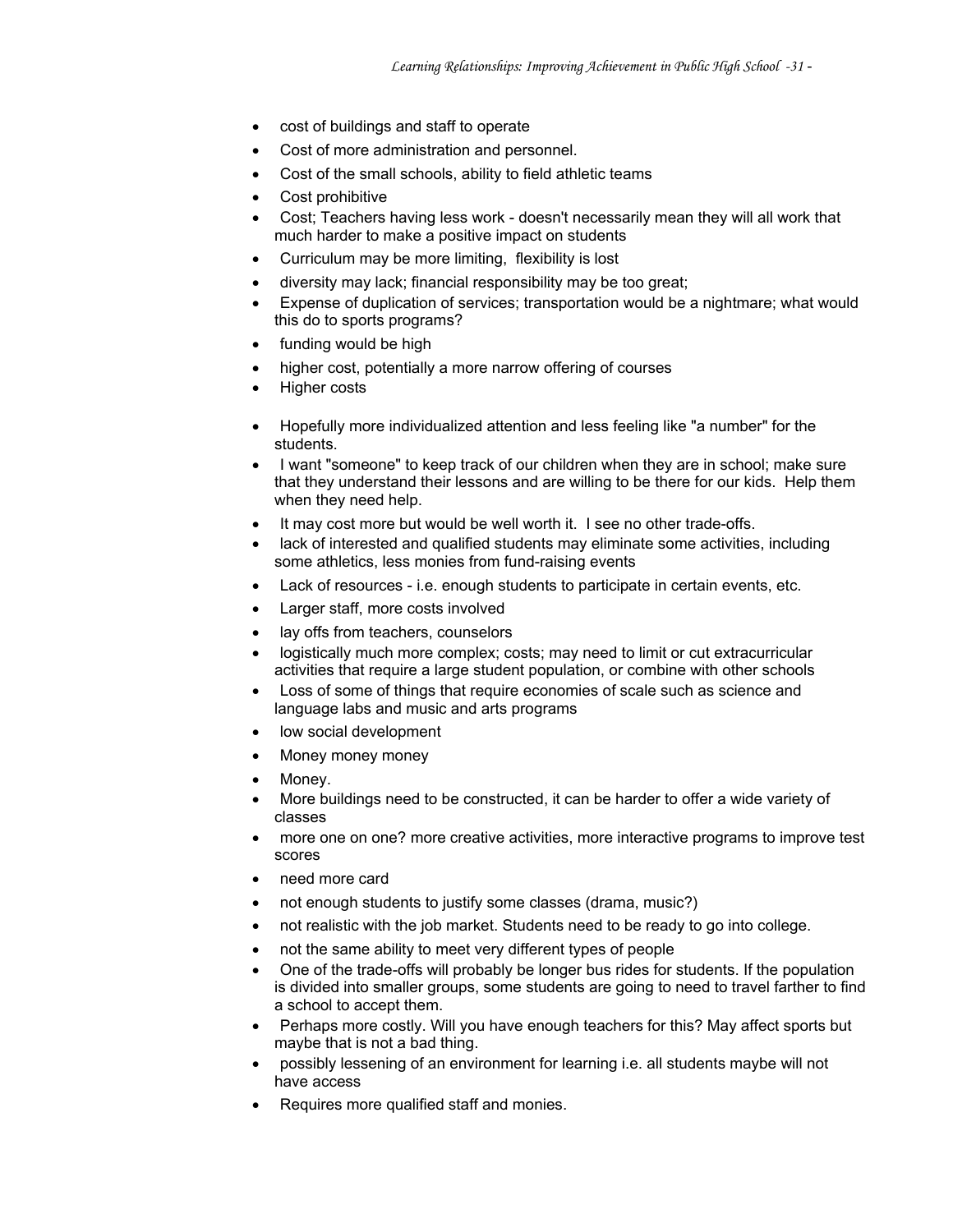- cost of buildings and staff to operate
- Cost of more administration and personnel.
- Cost of the small schools, ability to field athletic teams
- Cost prohibitive
- Cost; Teachers having less work - doesn't necessarily mean they will all work that much harder to make a positive impact on students
- Curriculum may be more limiting,  flexibility is lost
- diversity may lack; financial responsibility may be too great;
- Expense of duplication of services; transportation would be a nightmare; what would this do to sports programs?
- funding would be high
- higher cost, potentially a more narrow offering of courses
- Higher costs
- Hopefully more individualized attention and less feeling like "a number" for the students.
- I want "someone" to keep track of our children when they are in school; make sure that they understand their lessons and are willing to be there for our kids.  Help them when they need help.
- It may cost more but would be well worth it.  I see no other trade-offs.
- lack of interested and qualified students may eliminate some activities, including some athletics, less monies from fund-raising events
- Lack of resources - i.e. enough students to participate in certain events, etc.
- Larger staff, more costs involved
- lay offs from teachers, counselors
- logistically much more complex; costs; may need to limit or cut extracurricular activities that require a large student population, or combine with other schools
- Loss of some of things that require economies of scale such as science and language labs and music and arts programs
- low social development
- Money money money
- Money.
- More buildings need to be constructed, it can be harder to offer a wide variety of classes
- more one on one? more creative activities, more interactive programs to improve test scores
- need more card
- not enough students to justify some classes (drama, music?)
- not realistic with the job market. Students need to be ready to go into college.
- not the same ability to meet very different types of people
- One of the trade-offs will probably be longer bus rides for students. If the population is divided into smaller groups, some students are going to need to travel farther to find a school to accept them.
- Perhaps more costly. Will you have enough teachers for this? May affect sports but maybe that is not a bad thing.
- possibly lessening of an environment for learning i.e. all students maybe will not have access
- Requires more qualified staff and monies.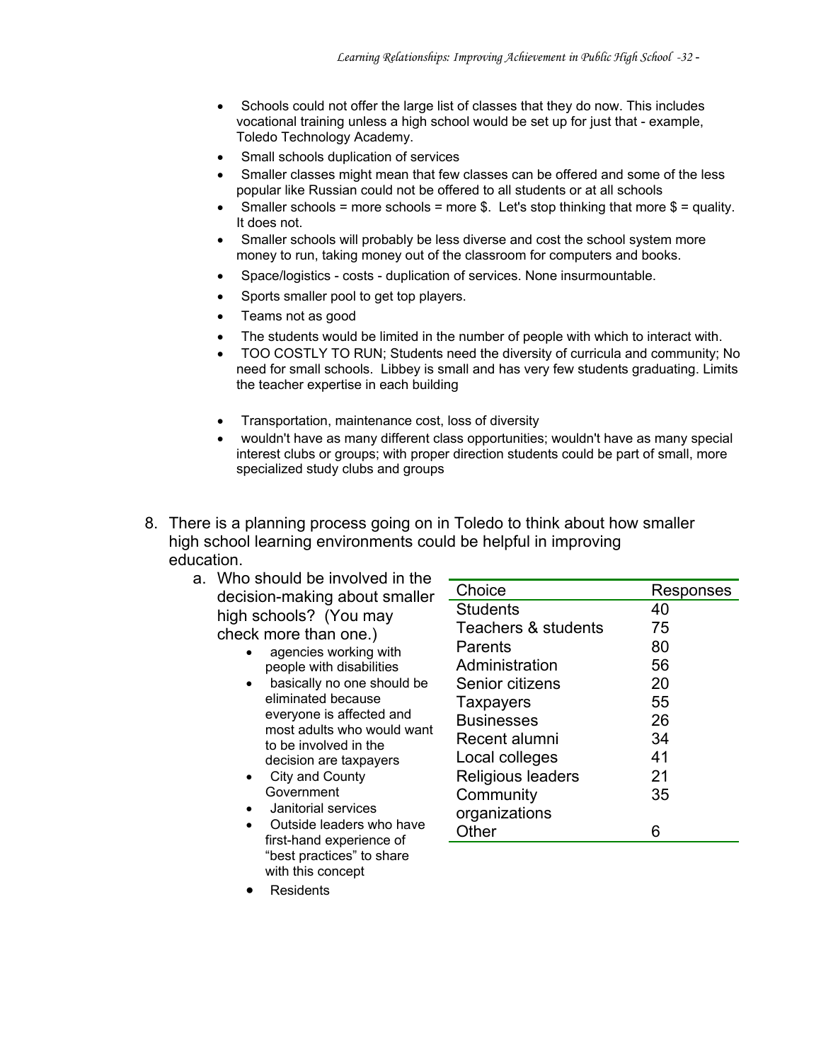- Schools could not offer the large list of classes that they do now. This includes vocational training unless a high school would be set up for just that - example, Toledo Technology Academy.
- Small schools duplication of services
- Smaller classes might mean that few classes can be offered and some of the less popular like Russian could not be offered to all students or at all schools
- Smaller schools = more schools = more $. Let's stop thinking that more $ = quality. It does not.
- Smaller schools will probably be less diverse and cost the school system more money to run, taking money out of the classroom for computers and books.
- Space/logistics - costs - duplication of services. None insurmountable.
- Sports smaller pool to get top players.
- Teams not as good
- The students would be limited in the number of people with which to interact with.
- TOO COSTLY TO RUN; Students need the diversity of curricula and community; No need for small schools. Libbey is small and has very few students graduating. Limits the teacher expertise in each building
- Transportation, maintenance cost, loss of diversity
- wouldn't have as many different class opportunities; wouldn't have as many special interest clubs or groups; with proper direction students could be part of small, more specialized study clubs and groups

8. There is a planning process going on in Toledo to think about how smaller high school learning environments could be helpful in improving education.

   a. Who should be involved in the decision-making about smaller high schools? (You may check more than one.)

| Choice | Responses |
|---|---|
| Students | 40 |
| Teachers & students | 75 |
| Parents | 80 |
| Administration | 56 |
| Senior citizens | 20 |
| Taxpayers | 55 |
| Businesses | 26 |
| Recent alumni | 34 |
| Local colleges | 41 |
| Religious leaders | 21 |
| Community organizations | 35 |
| Other | 6 |

   - agencies working with people with disabilities
   - basically no one should be eliminated because everyone is affected and most adults who would want to be involved in the decision are taxpayers
   - City and County Government
   - Janitorial services
   - Outside leaders who have first-hand experience of "best practices" to share with this concept
   - Residents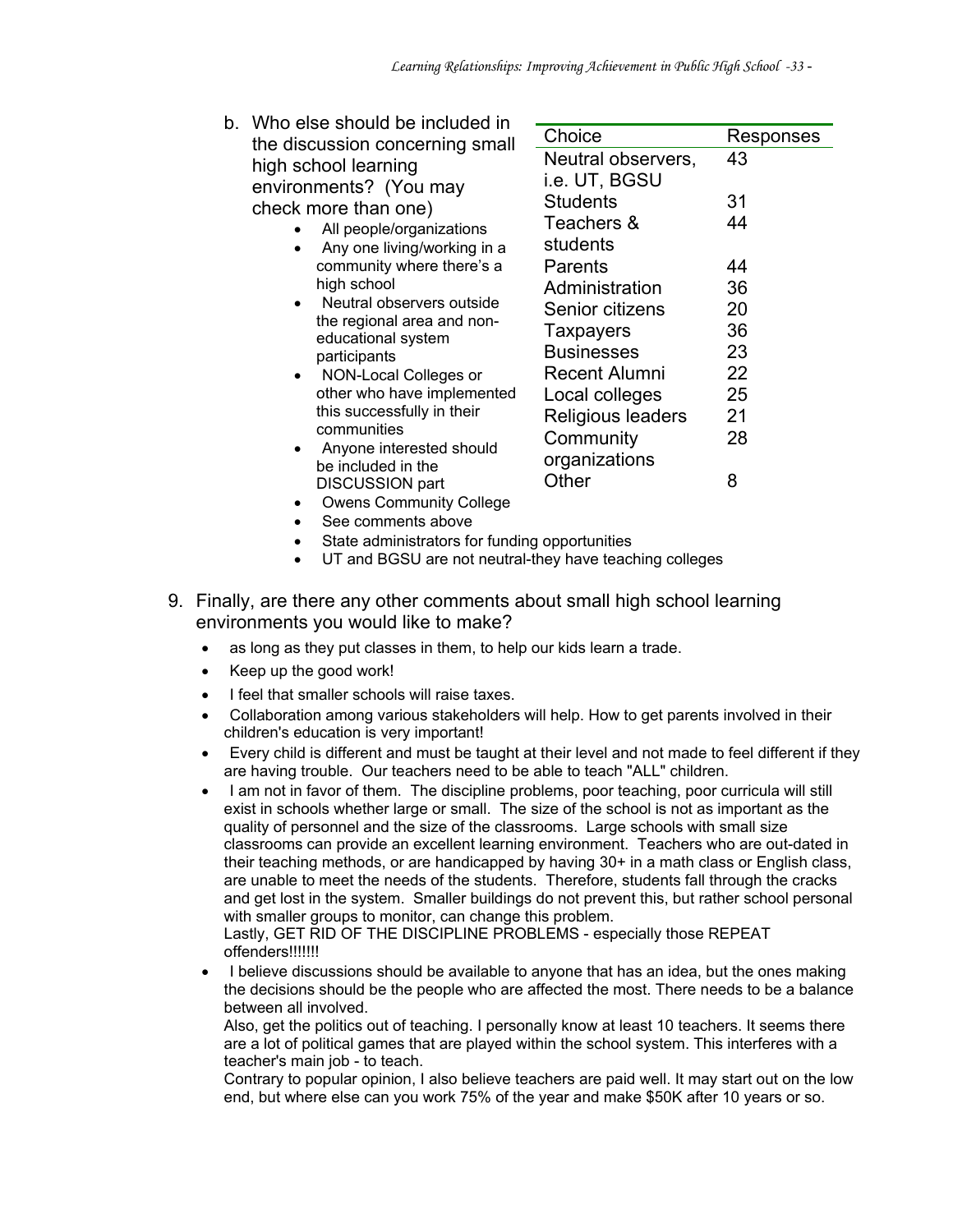b. Who else should be included in the discussion concerning small high school learning environments? (You may check more than one)

| Choice | Responses |
|---|---|
| Neutral observers, i.e. UT, BGSU | 43 |
| Students | 31 |
| Teachers & students | 44 |
| Parents | 44 |
| Administration | 36 |
| Senior citizens | 20 |
| Taxpayers | 36 |
| Businesses | 23 |
| Recent Alumni | 22 |
| Local colleges | 25 |
| Religious leaders | 21 |
| Community organizations | 28 |
| Other | 8 |

- All people/organizations
- Any one living/working in a community where there's a high school
- Neutral observers outside the regional area and non-educational system participants
- NON-Local Colleges or other who have implemented this successfully in their communities
- Anyone interested should be included in the DISCUSSION part
- Owens Community College
- See comments above
- State administrators for funding opportunities
- UT and BGSU are not neutral-they have teaching colleges

9. Finally, are there any other comments about small high school learning environments you would like to make?

- as long as they put classes in them, to help our kids learn a trade.
- Keep up the good work!
- I feel that smaller schools will raise taxes.
- Collaboration among various stakeholders will help. How to get parents involved in their children's education is very important!
- Every child is different and must be taught at their level and not made to feel different if they are having trouble. Our teachers need to be able to teach "ALL" children.
- I am not in favor of them. The discipline problems, poor teaching, poor curricula will still exist in schools whether large or small. The size of the school is not as important as the quality of personnel and the size of the classrooms. Large schools with small size classrooms can provide an excellent learning environment. Teachers who are out-dated in their teaching methods, or are handicapped by having 30+ in a math class or English class, are unable to meet the needs of the students. Therefore, students fall through the cracks and get lost in the system. Smaller buildings do not prevent this, but rather school personal with smaller groups to monitor, can change this problem.
  Lastly, GET RID OF THE DISCIPLINE PROBLEMS - especially those REPEAT offenders!!!!!!!
- I believe discussions should be available to anyone that has an idea, but the ones making the decisions should be the people who are affected the most. There needs to be a balance between all involved.
  Also, get the politics out of teaching. I personally know at least 10 teachers. It seems there are a lot of political games that are played within the school system. This interferes with a teacher's main job - to teach.
  Contrary to popular opinion, I also believe teachers are paid well. It may start out on the low end, but where else can you work 75% of the year and make $50K after 10 years or so.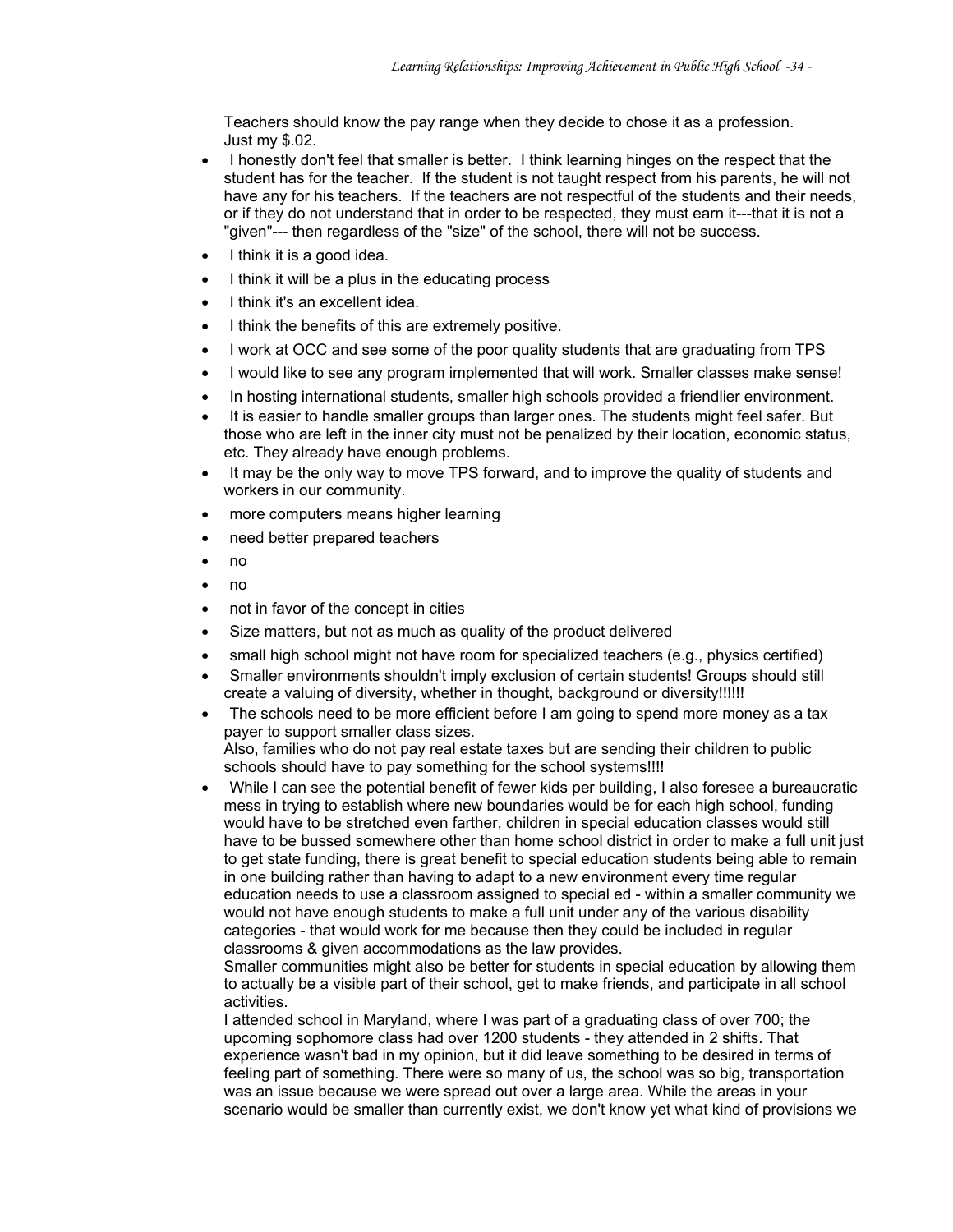Teachers should know the pay range when they decide to chose it as a profession. Just my $.02.

- I honestly don't feel that smaller is better. I think learning hinges on the respect that the student has for the teacher. If the student is not taught respect from his parents, he will not have any for his teachers. If the teachers are not respectful of the students and their needs, or if they do not understand that in order to be respected, they must earn it---that it is not a "given"--- then regardless of the "size" of the school, there will not be success.
- I think it is a good idea.
- I think it will be a plus in the educating process
- I think it's an excellent idea.
- I think the benefits of this are extremely positive.
- I work at OCC and see some of the poor quality students that are graduating from TPS
- I would like to see any program implemented that will work. Smaller classes make sense!
- In hosting international students, smaller high schools provided a friendlier environment.
- It is easier to handle smaller groups than larger ones. The students might feel safer. But those who are left in the inner city must not be penalized by their location, economic status, etc. They already have enough problems.
- It may be the only way to move TPS forward, and to improve the quality of students and workers in our community.
- more computers means higher learning
- need better prepared teachers
- no
- no
- not in favor of the concept in cities
- Size matters, but not as much as quality of the product delivered
- small high school might not have room for specialized teachers (e.g., physics certified)
- Smaller environments shouldn't imply exclusion of certain students! Groups should still create a valuing of diversity, whether in thought, background or diversity!!!!!!
- The schools need to be more efficient before I am going to spend more money as a tax payer to support smaller class sizes.
  Also, families who do not pay real estate taxes but are sending their children to public schools should have to pay something for the school systems!!!!
- While I can see the potential benefit of fewer kids per building, I also foresee a bureaucratic mess in trying to establish where new boundaries would be for each high school, funding would have to be stretched even farther, children in special education classes would still have to be bussed somewhere other than home school district in order to make a full unit just to get state funding, there is great benefit to special education students being able to remain in one building rather than having to adapt to a new environment every time regular education needs to use a classroom assigned to special ed - within a smaller community we would not have enough students to make a full unit under any of the various disability categories - that would work for me because then they could be included in regular classrooms & given accommodations as the law provides.
  Smaller communities might also be better for students in special education by allowing them to actually be a visible part of their school, get to make friends, and participate in all school activities.
  I attended school in Maryland, where I was part of a graduating class of over 700; the upcoming sophomore class had over 1200 students - they attended in 2 shifts. That experience wasn't bad in my opinion, but it did leave something to be desired in terms of feeling part of something. There were so many of us, the school was so big, transportation was an issue because we were spread out over a large area. While the areas in your scenario would be smaller than currently exist, we don't know yet what kind of provisions we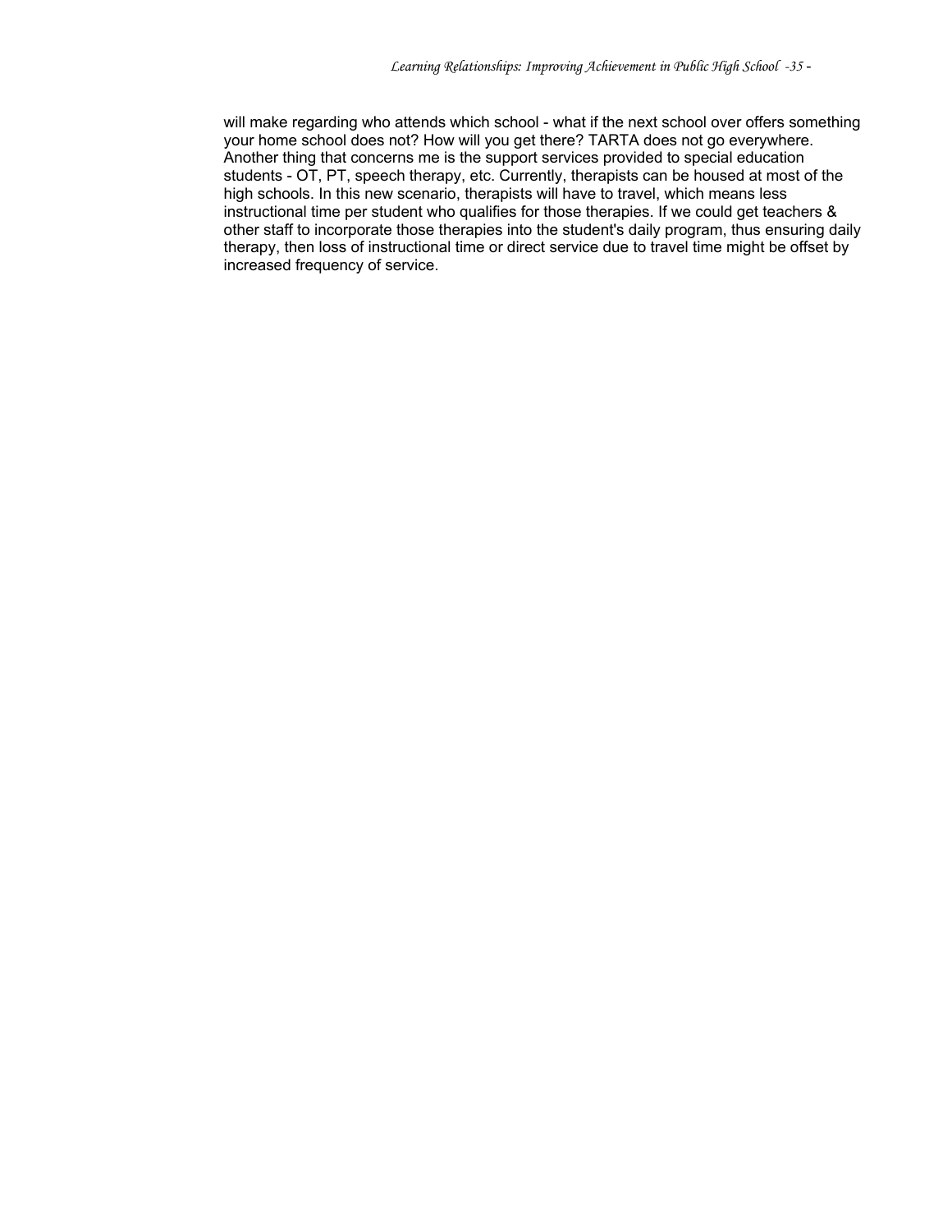will make regarding who attends which school - what if the next school over offers something your home school does not? How will you get there? TARTA does not go everywhere. Another thing that concerns me is the support services provided to special education students - OT, PT, speech therapy, etc. Currently, therapists can be housed at most of the high schools. In this new scenario, therapists will have to travel, which means less instructional time per student who qualifies for those therapies. If we could get teachers & other staff to incorporate those therapies into the student's daily program, thus ensuring daily therapy, then loss of instructional time or direct service due to travel time might be offset by increased frequency of service.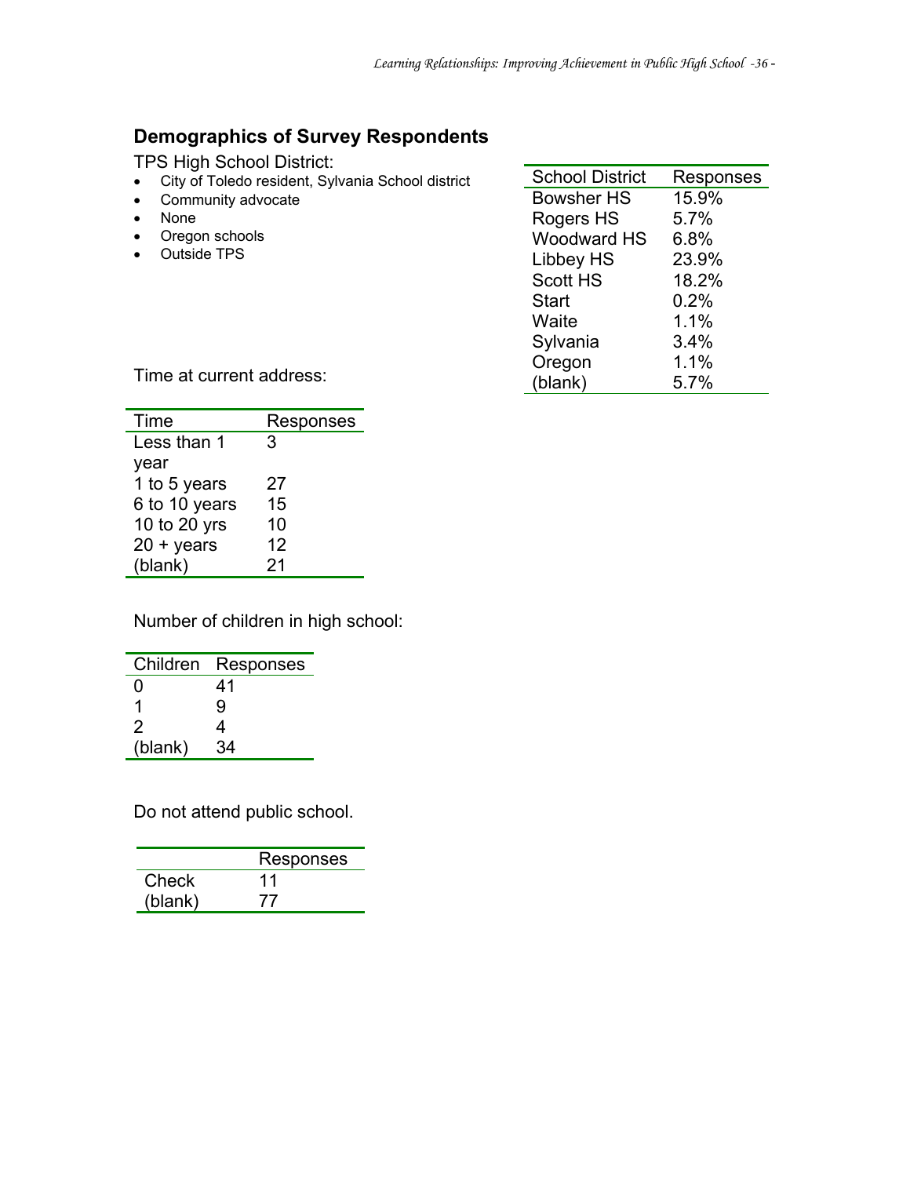## Demographics of Survey Respondents

TPS High School District:

- City of Toledo resident, Sylvania School district
- Community advocate
- None
- Oregon schools
- Outside TPS

| School District | Responses |
|---|---|
| Bowsher HS | 15.9% |
| Rogers HS | 5.7% |
| Woodward HS | 6.8% |
| Libbey HS | 23.9% |
| Scott HS | 18.2% |
| Start | 0.2% |
| Waite | 1.1% |
| Sylvania | 3.4% |
| Oregon | 1.1% |
| (blank) | 5.7% |

Time at current address:

| Time | Responses |
|---|---|
| Less than 1 year | 3 |
| 1 to 5 years | 27 |
| 6 to 10 years | 15 |
| 10 to 20 yrs | 10 |
| 20 + years | 12 |
| (blank) | 21 |

Number of children in high school:

| Children | Responses |
|---|---|
| 0 | 41 |
| 1 | 9 |
| 2 | 4 |
| (blank) | 34 |

Do not attend public school.

| | Responses |
|---|---|
| Check | 11 |
| (blank) | 77 |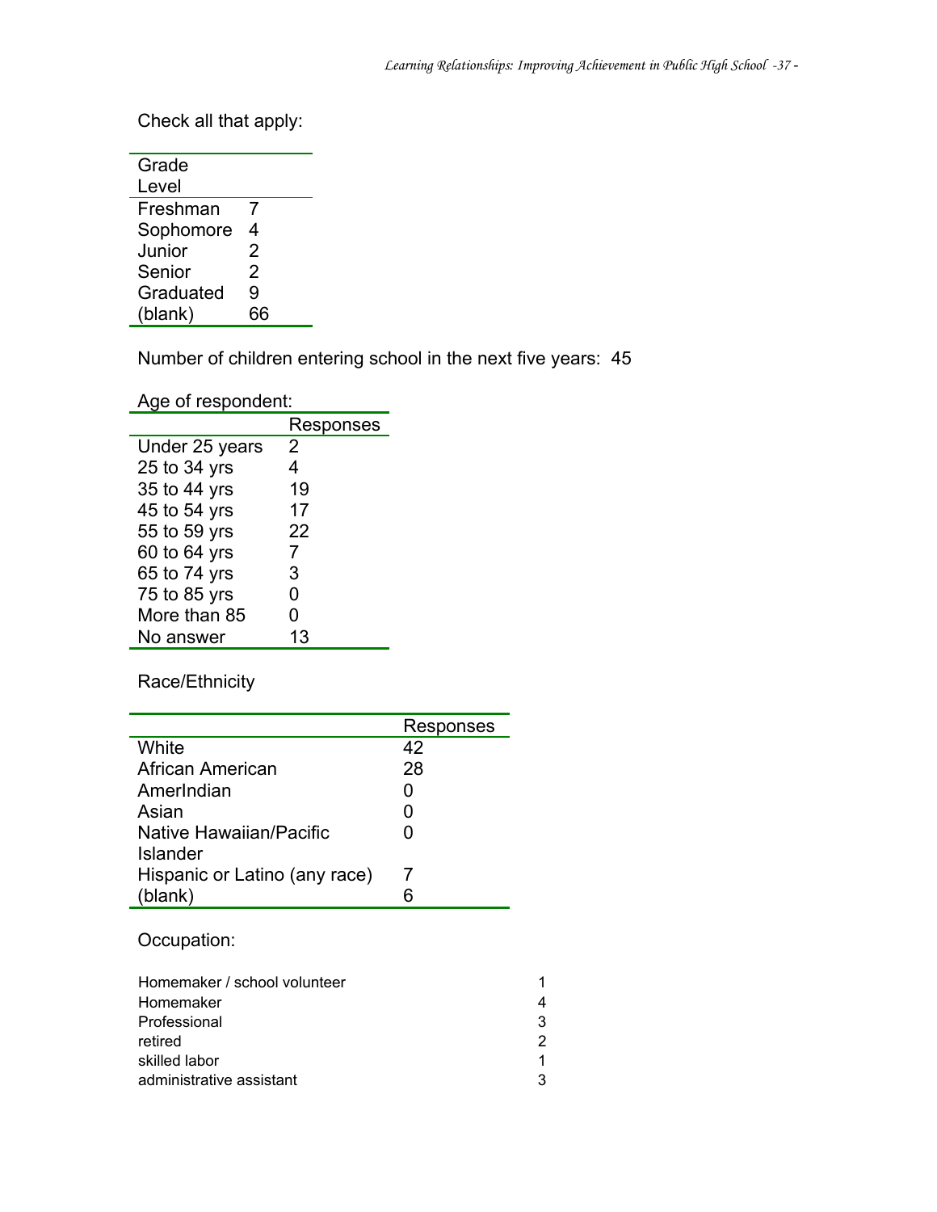Check all that apply:

| Grade Level | |
|---|---|
| Freshman | 7 |
| Sophomore | 4 |
| Junior | 2 |
| Senior | 2 |
| Graduated | 9 |
| (blank) | 66 |

Number of children entering school in the next five years: 45

Age of respondent:

| | Responses |
|---|---|
| Under 25 years | 2 |
| 25 to 34 yrs | 4 |
| 35 to 44 yrs | 19 |
| 45 to 54 yrs | 17 |
| 55 to 59 yrs | 22 |
| 60 to 64 yrs | 7 |
| 65 to 74 yrs | 3 |
| 75 to 85 yrs | 0 |
| More than 85 | 0 |
| No answer | 13 |

Race/Ethnicity

| | Responses |
|---|---|
| White | 42 |
| African American | 28 |
| AmerIndian | 0 |
| Asian | 0 |
| Native Hawaiian/Pacific Islander | 0 |
| Hispanic or Latino (any race) | 7 |
| (blank) | 6 |

Occupation:

| | |
|---|---|
| Homemaker / school volunteer | 1 |
| Homemaker | 4 |
| Professional | 3 |
| retired | 2 |
| skilled labor | 1 |
| administrative assistant | 3 |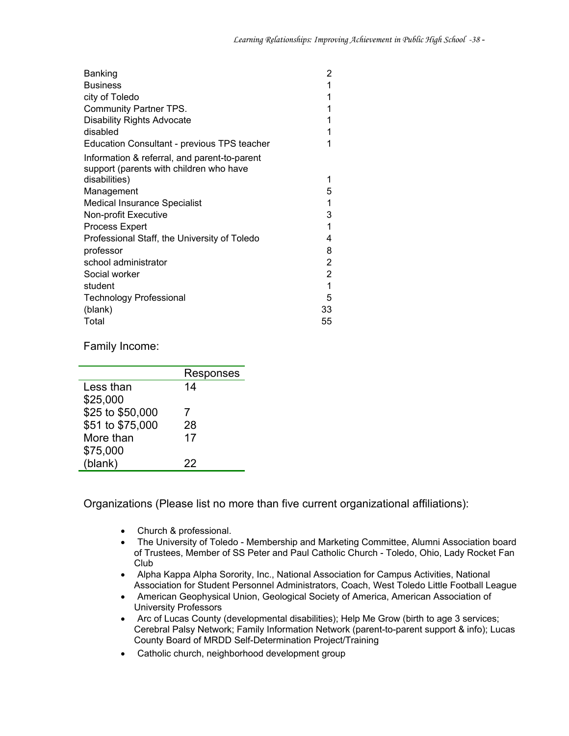| | |
|---|---|
| Banking | 2 |
| Business | 1 |
| city of Toledo | 1 |
| Community Partner TPS. | 1 |
| Disability Rights Advocate | 1 |
| disabled | 1 |
| Education Consultant - previous TPS teacher | 1 |
| Information & referral, and parent-to-parent support (parents with children who have disabilities) | 1 |
| Management | 5 |
| Medical Insurance Specialist | 1 |
| Non-profit Executive | 3 |
| Process Expert | 1 |
| Professional Staff, the University of Toledo | 4 |
| professor | 8 |
| school administrator | 2 |
| Social worker | 2 |
| student | 1 |
| Technology Professional | 5 |
| (blank) | 33 |
| Total | 55 |

Family Income:

| | Responses |
|---|---|
| Less than $25,000 | 14 |
| $25 to $50,000 | 7 |
| $51 to $75,000 | 28 |
| More than $75,000 | 17 |
| (blank) | 22 |

Organizations (Please list no more than five current organizational affiliations):

- Church & professional.
- The University of Toledo - Membership and Marketing Committee, Alumni Association board of Trustees, Member of SS Peter and Paul Catholic Church - Toledo, Ohio, Lady Rocket Fan Club
- Alpha Kappa Alpha Sorority, Inc., National Association for Campus Activities, National Association for Student Personnel Administrators, Coach, West Toledo Little Football League
- American Geophysical Union, Geological Society of America, American Association of University Professors
- Arc of Lucas County (developmental disabilities); Help Me Grow (birth to age 3 services; Cerebral Palsy Network; Family Information Network (parent-to-parent support & info); Lucas County Board of MRDD Self-Determination Project/Training
- Catholic church, neighborhood development group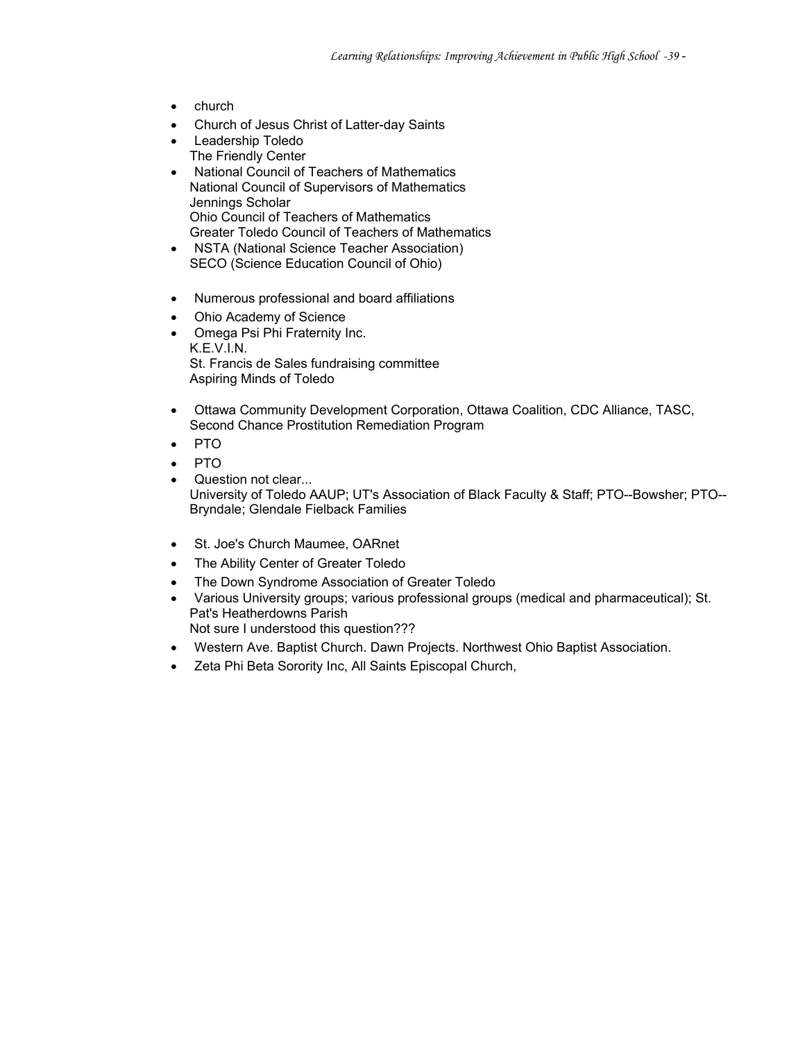- church
- Church of Jesus Christ of Latter-day Saints
- Leadership Toledo
  The Friendly Center
- National Council of Teachers of Mathematics
  National Council of Supervisors of Mathematics
  Jennings Scholar
  Ohio Council of Teachers of Mathematics
  Greater Toledo Council of Teachers of Mathematics
- NSTA (National Science Teacher Association)
  SECO (Science Education Council of Ohio)

- Numerous professional and board affiliations
- Ohio Academy of Science
- Omega Psi Phi Fraternity Inc.
  K.E.V.I.N.
  St. Francis de Sales fundraising committee
  Aspiring Minds of Toledo

- Ottawa Community Development Corporation, Ottawa Coalition, CDC Alliance, TASC, Second Chance Prostitution Remediation Program
- PTO
- PTO
- Question not clear...
  University of Toledo AAUP; UT's Association of Black Faculty & Staff; PTO--Bowsher; PTO--Bryndale; Glendale Fielback Families

- St. Joe's Church Maumee, OARnet
- The Ability Center of Greater Toledo
- The Down Syndrome Association of Greater Toledo
- Various University groups; various professional groups (medical and pharmaceutical); St. Pat's Heatherdowns Parish
  Not sure I understood this question???
- Western Ave. Baptist Church. Dawn Projects. Northwest Ohio Baptist Association.
- Zeta Phi Beta Sorority Inc, All Saints Episcopal Church,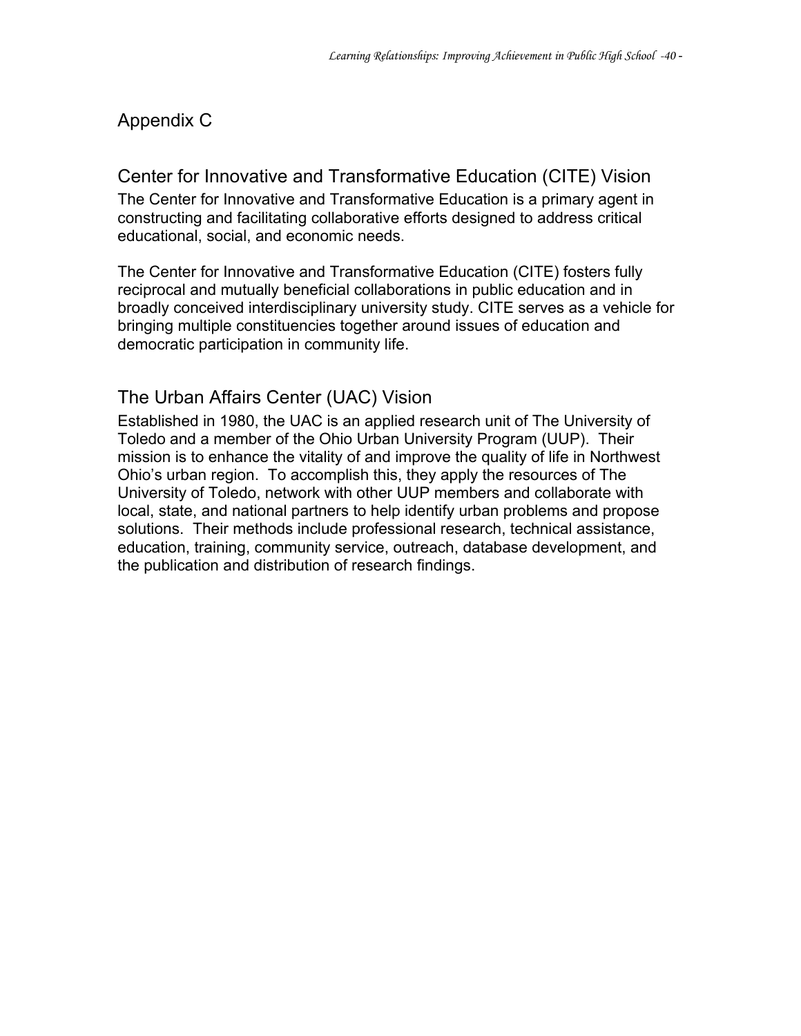# Appendix C

## Center for Innovative and Transformative Education (CITE) Vision

The Center for Innovative and Transformative Education is a primary agent in constructing and facilitating collaborative efforts designed to address critical educational, social, and economic needs.

The Center for Innovative and Transformative Education (CITE) fosters fully reciprocal and mutually beneficial collaborations in public education and in broadly conceived interdisciplinary university study. CITE serves as a vehicle for bringing multiple constituencies together around issues of education and democratic participation in community life.

## The Urban Affairs Center (UAC) Vision

Established in 1980, the UAC is an applied research unit of The University of Toledo and a member of the Ohio Urban University Program (UUP). Their mission is to enhance the vitality of and improve the quality of life in Northwest Ohio's urban region. To accomplish this, they apply the resources of The University of Toledo, network with other UUP members and collaborate with local, state, and national partners to help identify urban problems and propose solutions. Their methods include professional research, technical assistance, education, training, community service, outreach, database development, and the publication and distribution of research findings.